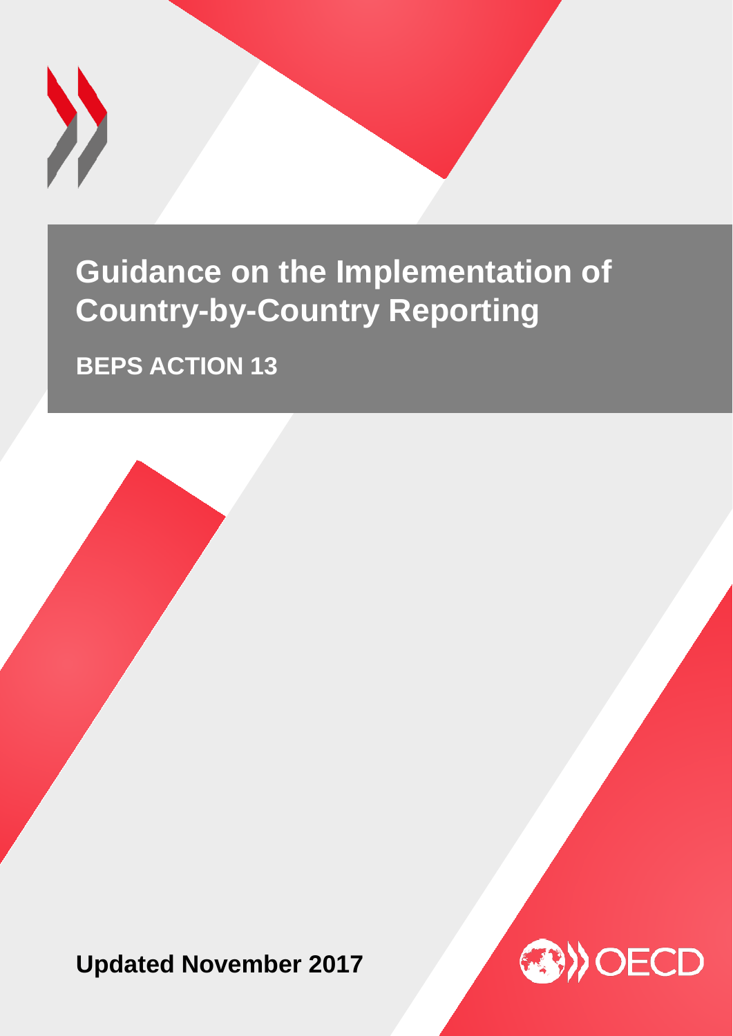# Guidance on the Implementation of Country-by-Country Reporting

## BEPS ACTION 13

**Updated November 2017**

OECD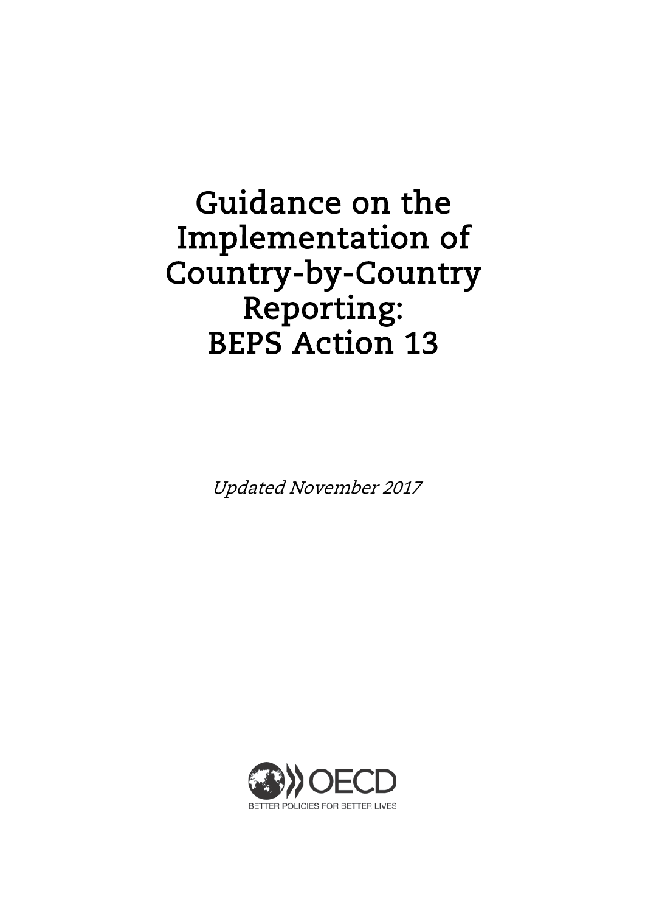# Guidance on the Implementation of Country-by-Country Reporting: BEPS Action 13

*Updated November 2017*

OECD

BETTER POLICIES FOR BETTER LIVES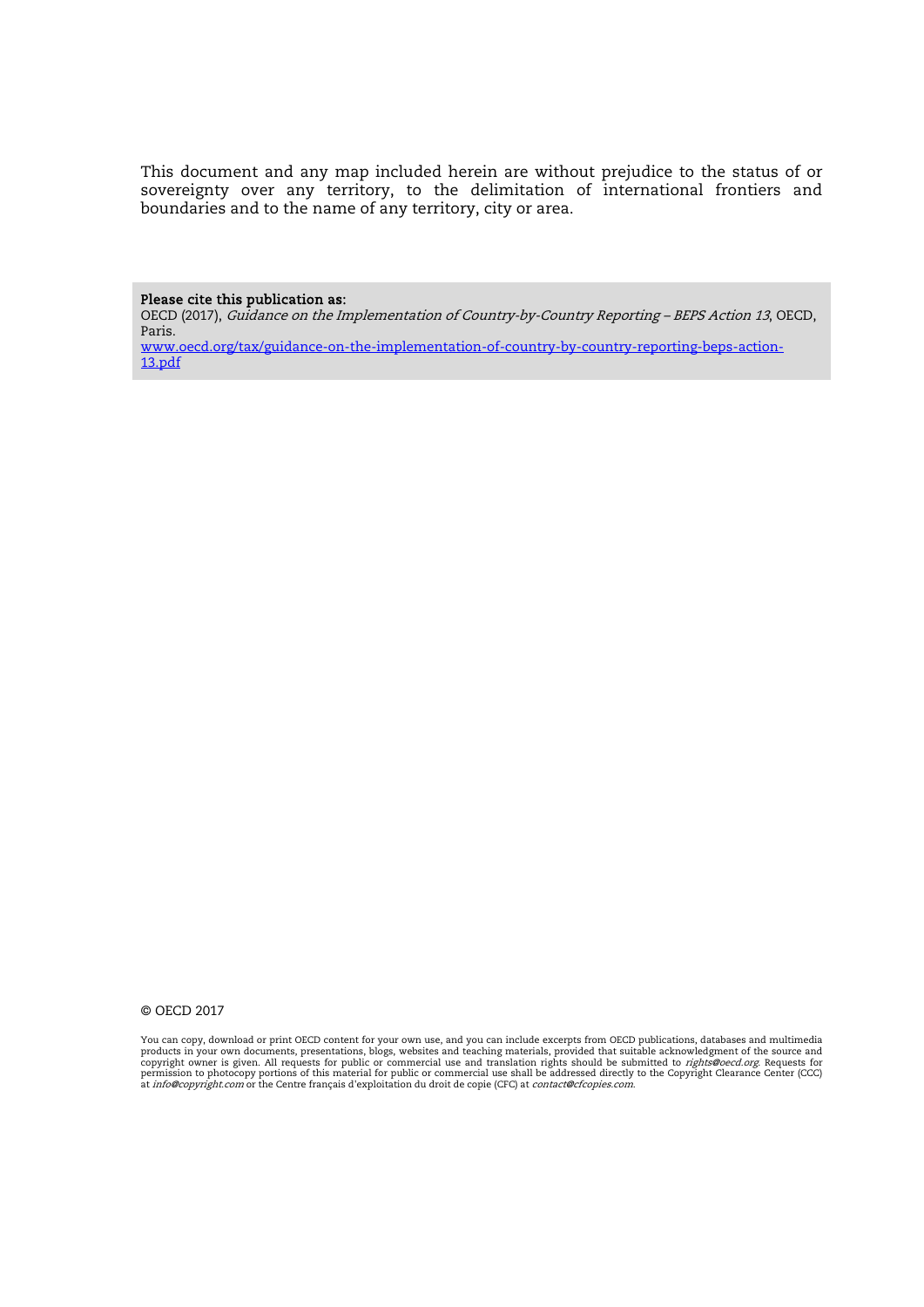This document and any map included herein are without prejudice to the status of or sovereignty over any territory, to the delimitation of international frontiers and boundaries and to the name of any territory, city or area.

**Please cite this publication as:**
OECD (2017), *Guidance on the Implementation of Country-by-Country Reporting – BEPS Action 13*, OECD, Paris.
www.oecd.org/tax/guidance-on-the-implementation-of-country-by-country-reporting-beps-action-13.pdf

© OECD 2017

You can copy, download or print OECD content for your own use, and you can include excerpts from OECD publications, databases and multimedia products in your own documents, presentations, blogs, websites and teaching materials, provided that suitable acknowledgment of the source and copyright owner is given. All requests for public or commercial use and translation rights should be submitted to *rights@oecd.org*. Requests for permission to photocopy portions of this material for public or commercial use shall be addressed directly to the Copyright Clearance Center (CCC) at *info@copyright.com* or the Centre français d'exploitation du droit de copie (CFC) at *contact@cfcopies.com*.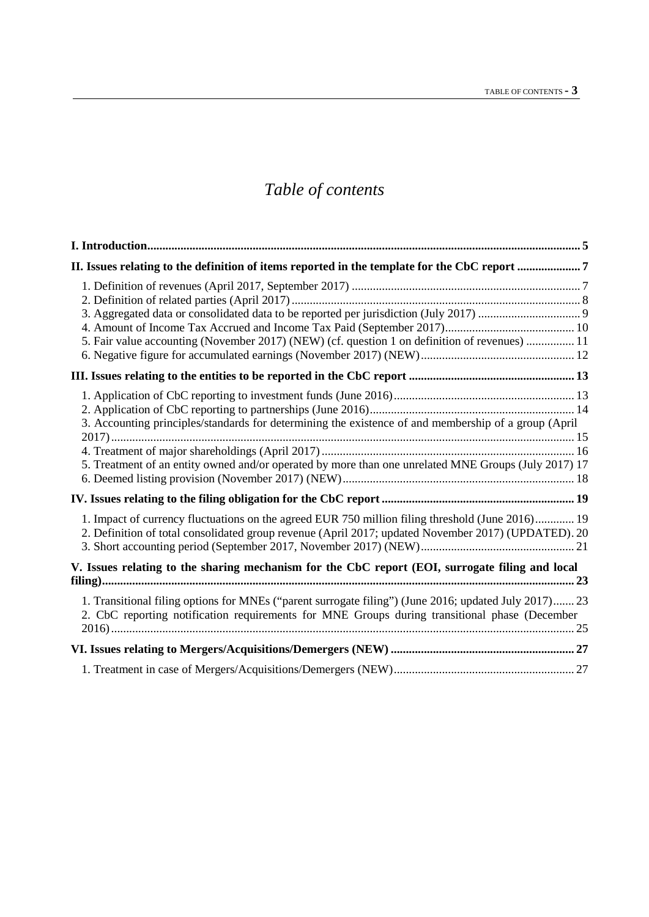# *Table of contents*

**I. Introduction** ... **5**

**II. Issues relating to the definition of items reported in the template for the CbC report** ... **7**

1. Definition of revenues (April 2017, September 2017) ... 7
2. Definition of related parties (April 2017) ... 8
3. Aggregated data or consolidated data to be reported per jurisdiction (July 2017) ... 9
4. Amount of Income Tax Accrued and Income Tax Paid (September 2017) ... 10
5. Fair value accounting (November 2017) (NEW) (cf. question 1 on definition of revenues) ... 11
6. Negative figure for accumulated earnings (November 2017) (NEW) ... 12

**III. Issues relating to the entities to be reported in the CbC report** ... **13**

1. Application of CbC reporting to investment funds (June 2016) ... 13
2. Application of CbC reporting to partnerships (June 2016) ... 14
3. Accounting principles/standards for determining the existence of and membership of a group (April 2017) ... 15
4. Treatment of major shareholdings (April 2017) ... 16
5. Treatment of an entity owned and/or operated by more than one unrelated MNE Groups (July 2017) 17
6. Deemed listing provision (November 2017) (NEW) ... 18

**IV. Issues relating to the filing obligation for the CbC report** ... **19**

1. Impact of currency fluctuations on the agreed EUR 750 million filing threshold (June 2016) ... 19
2. Definition of total consolidated group revenue (April 2017; updated November 2017) (UPDATED). 20
3. Short accounting period (September 2017, November 2017) (NEW) ... 21

**V. Issues relating to the sharing mechanism for the CbC report (EOI, surrogate filing and local filing)** ... **23**

1. Transitional filing options for MNEs ("parent surrogate filing") (June 2016; updated July 2017) ... 23
2. CbC reporting notification requirements for MNE Groups during transitional phase (December 2016) ... 25

**VI. Issues relating to Mergers/Acquisitions/Demergers (NEW)** ... **27**

1. Treatment in case of Mergers/Acquisitions/Demergers (NEW) ... 27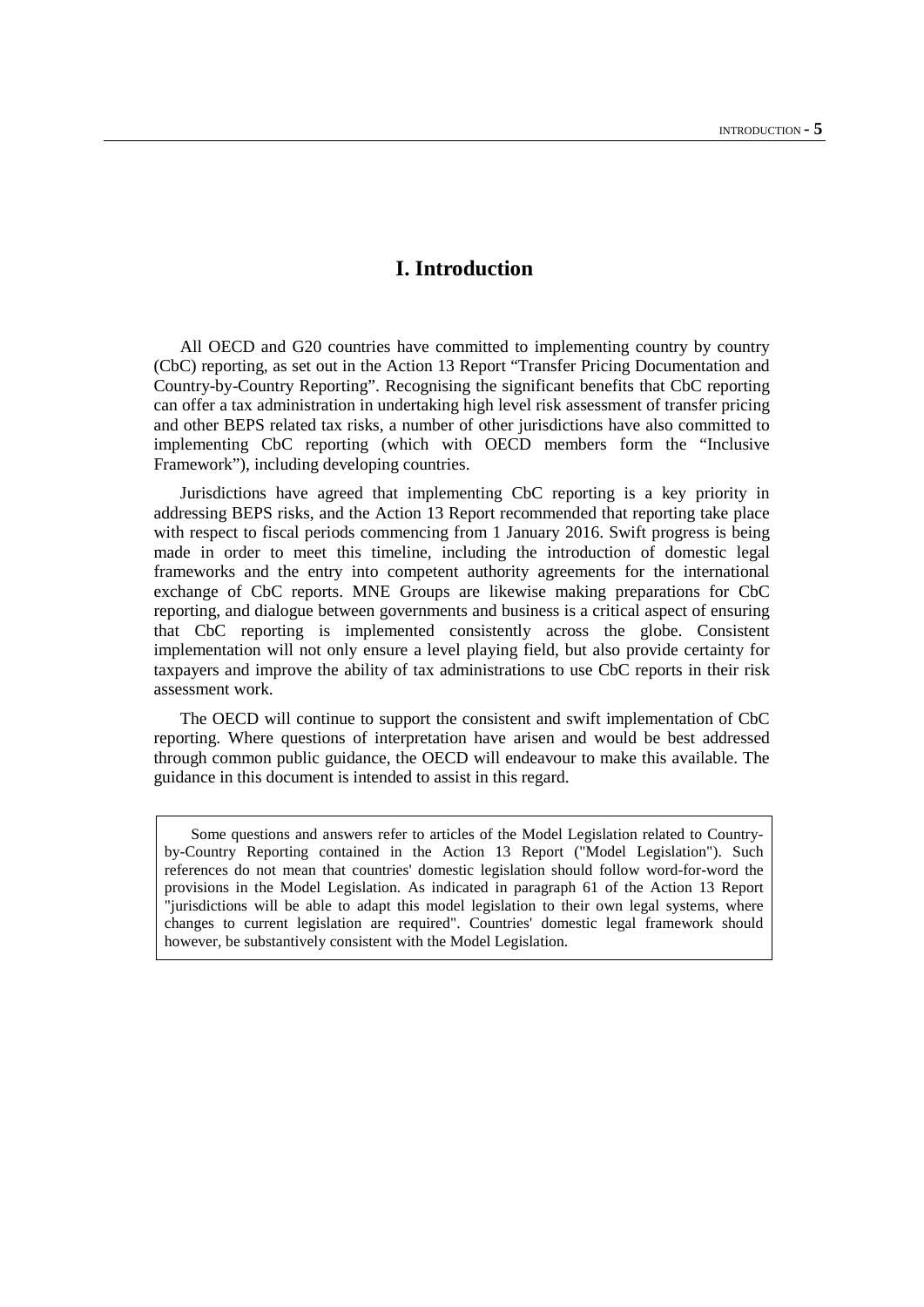# I. Introduction

All OECD and G20 countries have committed to implementing country by country (CbC) reporting, as set out in the Action 13 Report "Transfer Pricing Documentation and Country-by-Country Reporting". Recognising the significant benefits that CbC reporting can offer a tax administration in undertaking high level risk assessment of transfer pricing and other BEPS related tax risks, a number of other jurisdictions have also committed to implementing CbC reporting (which with OECD members form the "Inclusive Framework"), including developing countries.

Jurisdictions have agreed that implementing CbC reporting is a key priority in addressing BEPS risks, and the Action 13 Report recommended that reporting take place with respect to fiscal periods commencing from 1 January 2016. Swift progress is being made in order to meet this timeline, including the introduction of domestic legal frameworks and the entry into competent authority agreements for the international exchange of CbC reports. MNE Groups are likewise making preparations for CbC reporting, and dialogue between governments and business is a critical aspect of ensuring that CbC reporting is implemented consistently across the globe. Consistent implementation will not only ensure a level playing field, but also provide certainty for taxpayers and improve the ability of tax administrations to use CbC reports in their risk assessment work.

The OECD will continue to support the consistent and swift implementation of CbC reporting. Where questions of interpretation have arisen and would be best addressed through common public guidance, the OECD will endeavour to make this available. The guidance in this document is intended to assist in this regard.

> Some questions and answers refer to articles of the Model Legislation related to Country-by-Country Reporting contained in the Action 13 Report ("Model Legislation"). Such references do not mean that countries' domestic legislation should follow word-for-word the provisions in the Model Legislation. As indicated in paragraph 61 of the Action 13 Report "jurisdictions will be able to adapt this model legislation to their own legal systems, where changes to current legislation are required". Countries' domestic legal framework should however, be substantively consistent with the Model Legislation.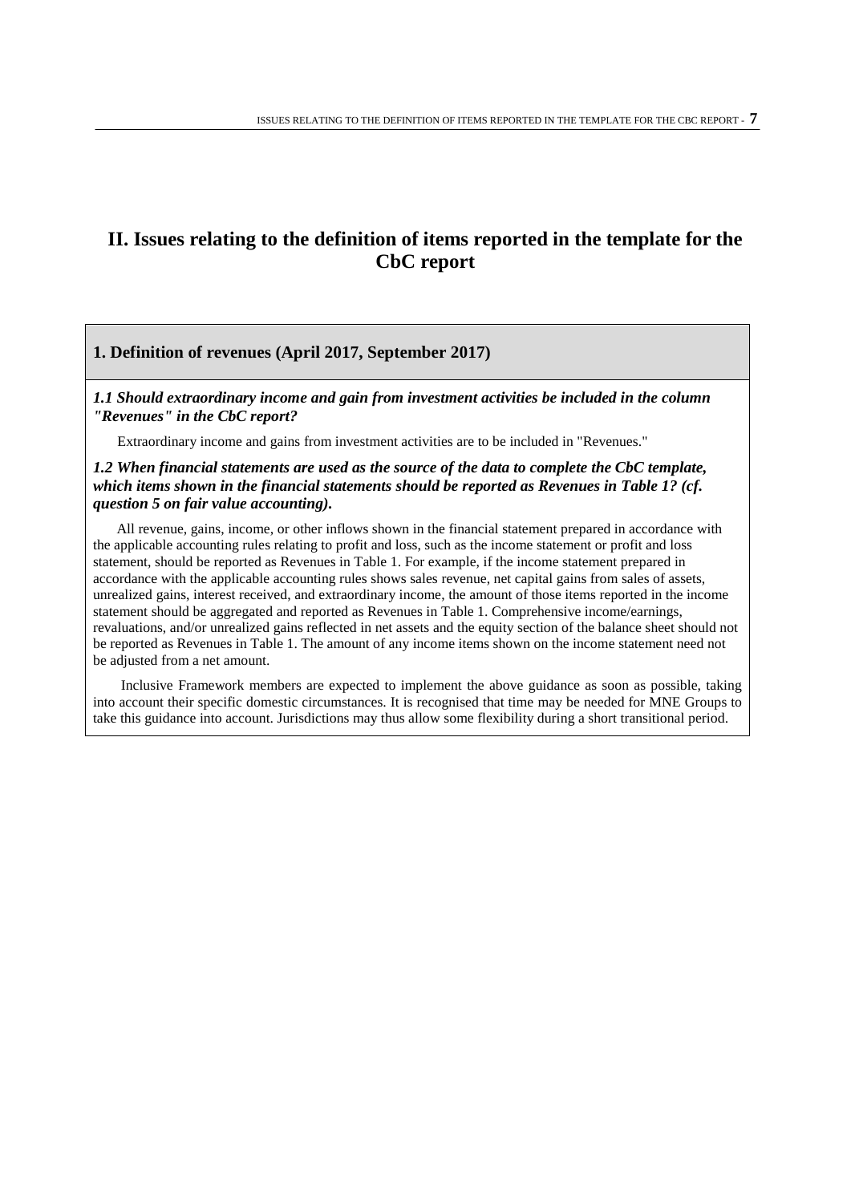# II. Issues relating to the definition of items reported in the template for the CbC report

## 1. Definition of revenues (April 2017, September 2017)

***1.1 Should extraordinary income and gain from investment activities be included in the column "Revenues" in the CbC report?***

Extraordinary income and gains from investment activities are to be included in "Revenues."

***1.2 When financial statements are used as the source of the data to complete the CbC template, which items shown in the financial statements should be reported as Revenues in Table 1? (cf. question 5 on fair value accounting).***

All revenue, gains, income, or other inflows shown in the financial statement prepared in accordance with the applicable accounting rules relating to profit and loss, such as the income statement or profit and loss statement, should be reported as Revenues in Table 1. For example, if the income statement prepared in accordance with the applicable accounting rules shows sales revenue, net capital gains from sales of assets, unrealized gains, interest received, and extraordinary income, the amount of those items reported in the income statement should be aggregated and reported as Revenues in Table 1. Comprehensive income/earnings, revaluations, and/or unrealized gains reflected in net assets and the equity section of the balance sheet should not be reported as Revenues in Table 1. The amount of any income items shown on the income statement need not be adjusted from a net amount.

Inclusive Framework members are expected to implement the above guidance as soon as possible, taking into account their specific domestic circumstances. It is recognised that time may be needed for MNE Groups to take this guidance into account. Jurisdictions may thus allow some flexibility during a short transitional period.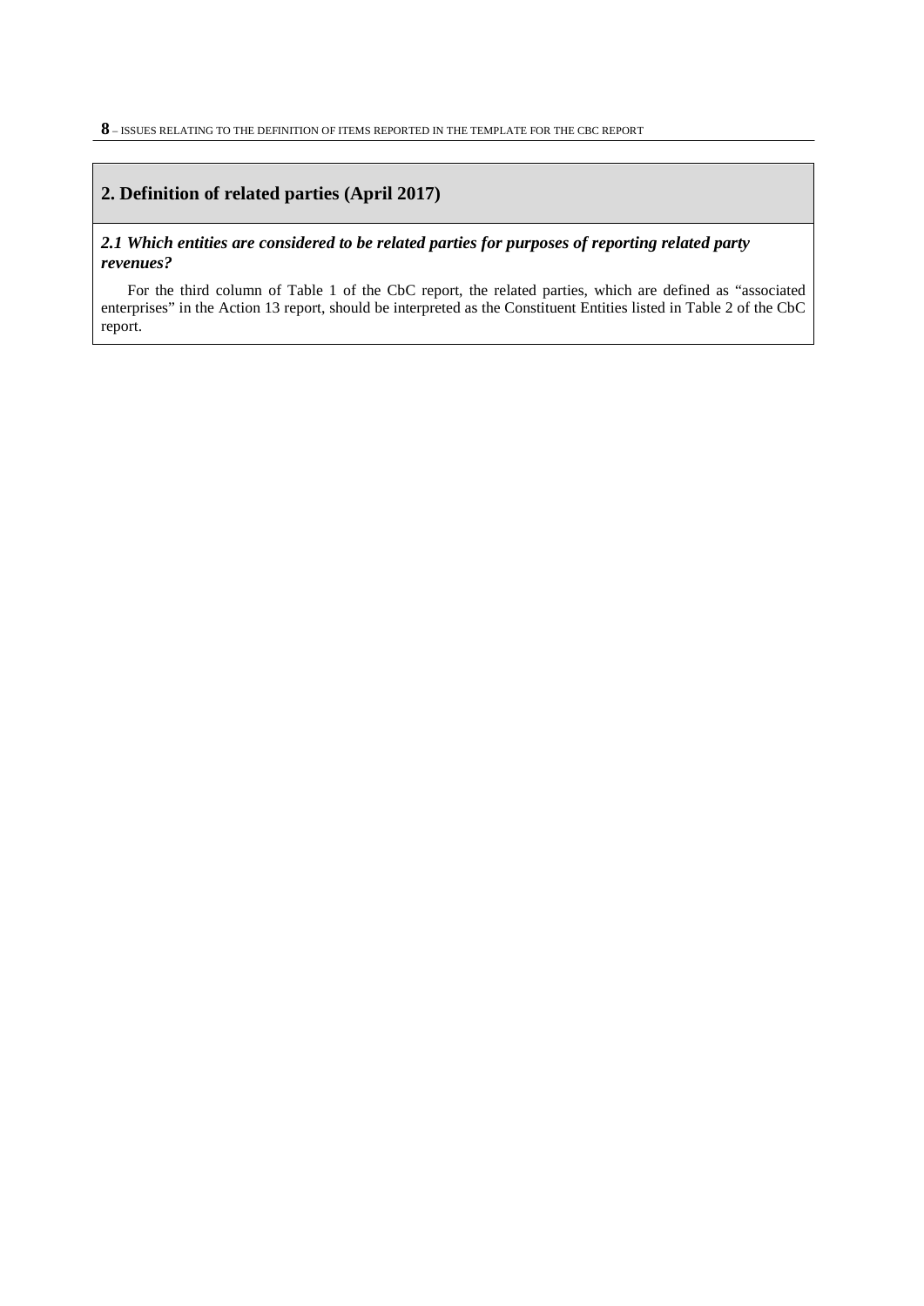## 2. Definition of related parties (April 2017)

### *2.1 Which entities are considered to be related parties for purposes of reporting related party revenues?*

For the third column of Table 1 of the CbC report, the related parties, which are defined as "associated enterprises" in the Action 13 report, should be interpreted as the Constituent Entities listed in Table 2 of the CbC report.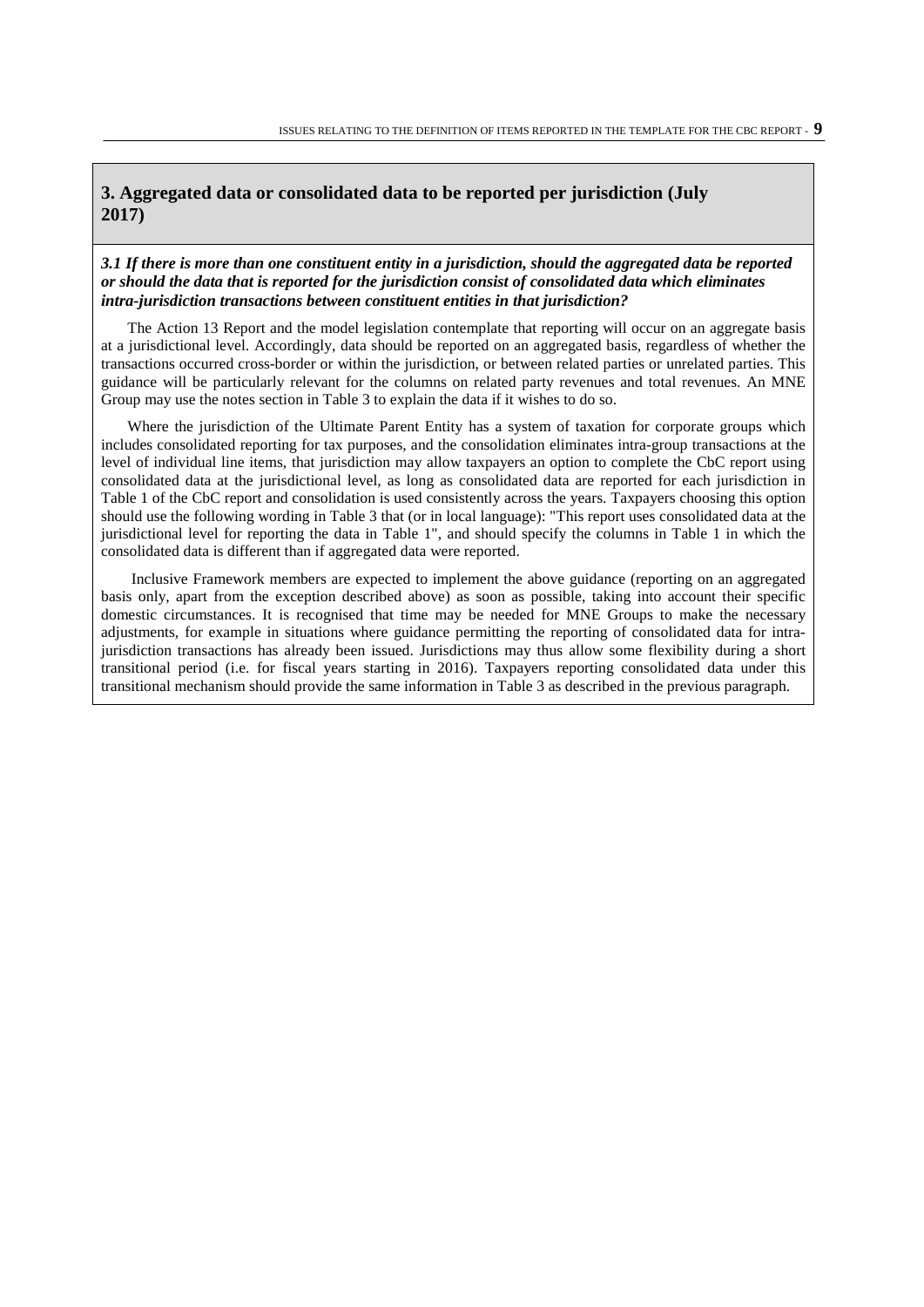## 3. Aggregated data or consolidated data to be reported per jurisdiction (July 2017)

***3.1 If there is more than one constituent entity in a jurisdiction, should the aggregated data be reported or should the data that is reported for the jurisdiction consist of consolidated data which eliminates intra-jurisdiction transactions between constituent entities in that jurisdiction?***

The Action 13 Report and the model legislation contemplate that reporting will occur on an aggregate basis at a jurisdictional level. Accordingly, data should be reported on an aggregated basis, regardless of whether the transactions occurred cross-border or within the jurisdiction, or between related parties or unrelated parties. This guidance will be particularly relevant for the columns on related party revenues and total revenues. An MNE Group may use the notes section in Table 3 to explain the data if it wishes to do so.

Where the jurisdiction of the Ultimate Parent Entity has a system of taxation for corporate groups which includes consolidated reporting for tax purposes, and the consolidation eliminates intra-group transactions at the level of individual line items, that jurisdiction may allow taxpayers an option to complete the CbC report using consolidated data at the jurisdictional level, as long as consolidated data are reported for each jurisdiction in Table 1 of the CbC report and consolidation is used consistently across the years. Taxpayers choosing this option should use the following wording in Table 3 that (or in local language): "This report uses consolidated data at the jurisdictional level for reporting the data in Table 1", and should specify the columns in Table 1 in which the consolidated data is different than if aggregated data were reported.

Inclusive Framework members are expected to implement the above guidance (reporting on an aggregated basis only, apart from the exception described above) as soon as possible, taking into account their specific domestic circumstances. It is recognised that time may be needed for MNE Groups to make the necessary adjustments, for example in situations where guidance permitting the reporting of consolidated data for intra-jurisdiction transactions has already been issued. Jurisdictions may thus allow some flexibility during a short transitional period (i.e. for fiscal years starting in 2016). Taxpayers reporting consolidated data under this transitional mechanism should provide the same information in Table 3 as described in the previous paragraph.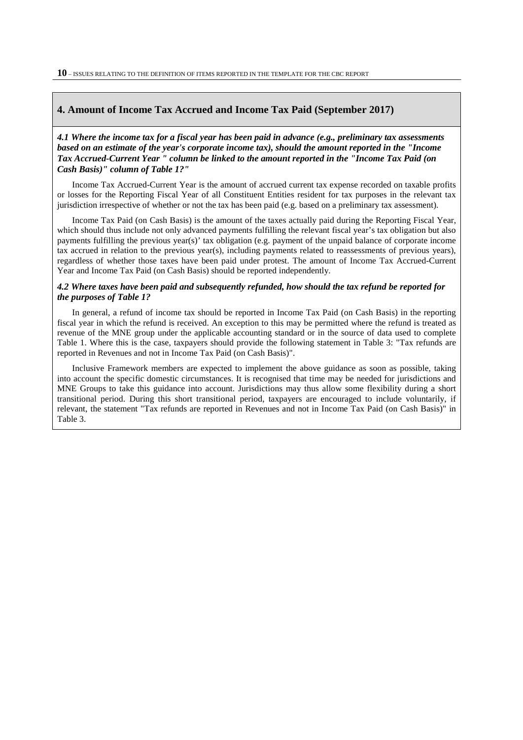## 4. Amount of Income Tax Accrued and Income Tax Paid (September 2017)

***4.1 Where the income tax for a fiscal year has been paid in advance (e.g., preliminary tax assessments based on an estimate of the year's corporate income tax), should the amount reported in the "Income Tax Accrued-Current Year " column be linked to the amount reported in the "Income Tax Paid (on Cash Basis)" column of Table 1?"***

Income Tax Accrued-Current Year is the amount of accrued current tax expense recorded on taxable profits or losses for the Reporting Fiscal Year of all Constituent Entities resident for tax purposes in the relevant tax jurisdiction irrespective of whether or not the tax has been paid (e.g. based on a preliminary tax assessment).

Income Tax Paid (on Cash Basis) is the amount of the taxes actually paid during the Reporting Fiscal Year, which should thus include not only advanced payments fulfilling the relevant fiscal year's tax obligation but also payments fulfilling the previous year(s)' tax obligation (e.g. payment of the unpaid balance of corporate income tax accrued in relation to the previous year(s), including payments related to reassessments of previous years), regardless of whether those taxes have been paid under protest. The amount of Income Tax Accrued-Current Year and Income Tax Paid (on Cash Basis) should be reported independently.

***4.2 Where taxes have been paid and subsequently refunded, how should the tax refund be reported for the purposes of Table 1?***

In general, a refund of income tax should be reported in Income Tax Paid (on Cash Basis) in the reporting fiscal year in which the refund is received. An exception to this may be permitted where the refund is treated as revenue of the MNE group under the applicable accounting standard or in the source of data used to complete Table 1. Where this is the case, taxpayers should provide the following statement in Table 3: "Tax refunds are reported in Revenues and not in Income Tax Paid (on Cash Basis)".

Inclusive Framework members are expected to implement the above guidance as soon as possible, taking into account the specific domestic circumstances. It is recognised that time may be needed for jurisdictions and MNE Groups to take this guidance into account. Jurisdictions may thus allow some flexibility during a short transitional period. During this short transitional period, taxpayers are encouraged to include voluntarily, if relevant, the statement "Tax refunds are reported in Revenues and not in Income Tax Paid (on Cash Basis)" in Table 3.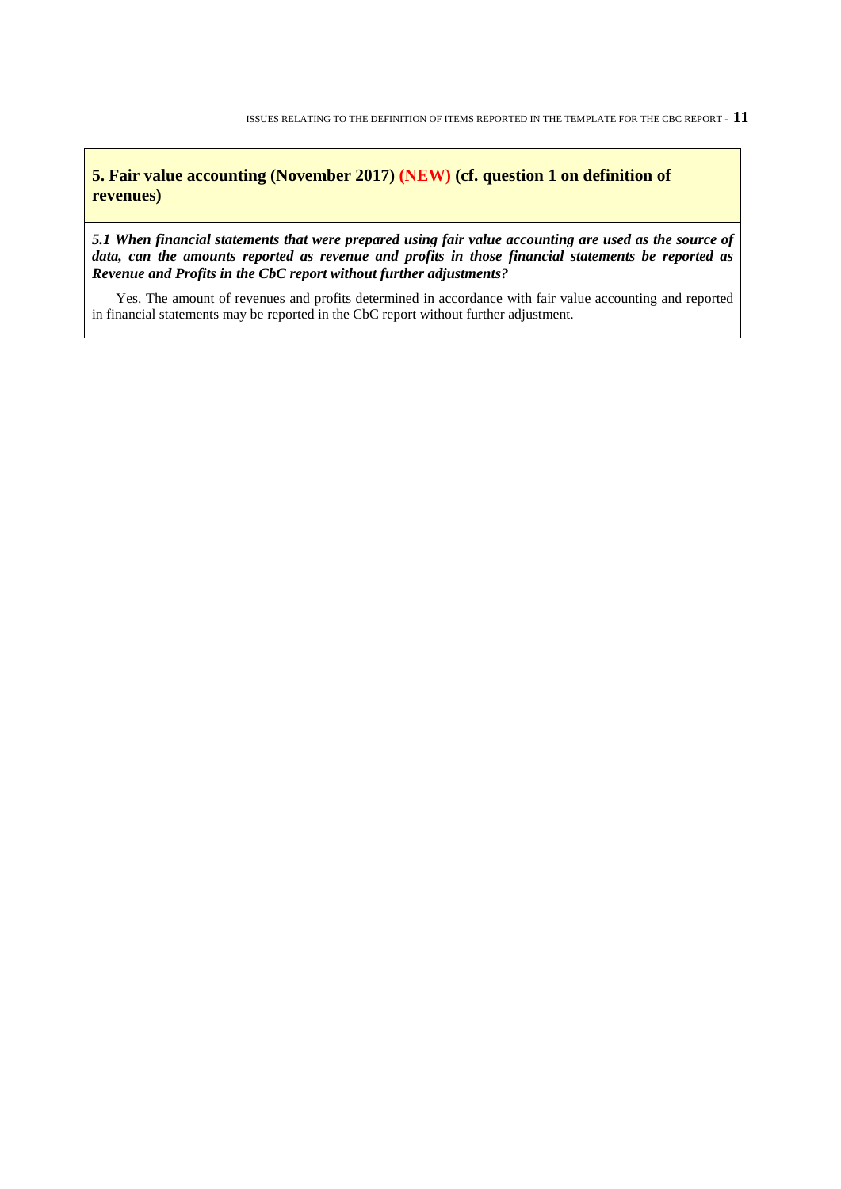## 5. Fair value accounting (November 2017) (NEW) (cf. question 1 on definition of revenues)

***5.1 When financial statements that were prepared using fair value accounting are used as the source of data, can the amounts reported as revenue and profits in those financial statements be reported as Revenue and Profits in the CbC report without further adjustments?***

Yes. The amount of revenues and profits determined in accordance with fair value accounting and reported in financial statements may be reported in the CbC report without further adjustment.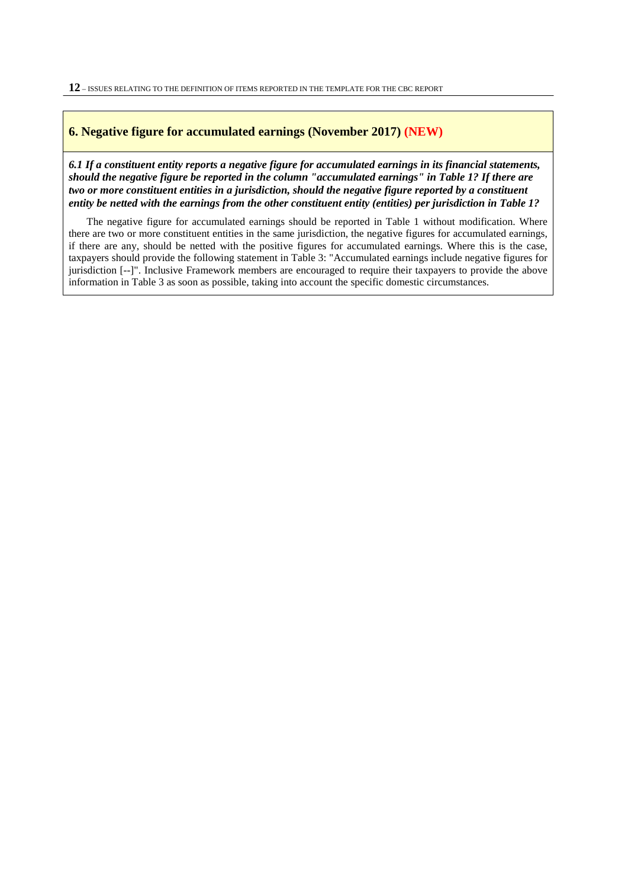## 6. Negative figure for accumulated earnings (November 2017) (NEW)

***6.1 If a constituent entity reports a negative figure for accumulated earnings in its financial statements, should the negative figure be reported in the column "accumulated earnings" in Table 1? If there are two or more constituent entities in a jurisdiction, should the negative figure reported by a constituent entity be netted with the earnings from the other constituent entity (entities) per jurisdiction in Table 1?***

The negative figure for accumulated earnings should be reported in Table 1 without modification. Where there are two or more constituent entities in the same jurisdiction, the negative figures for accumulated earnings, if there are any, should be netted with the positive figures for accumulated earnings. Where this is the case, taxpayers should provide the following statement in Table 3: "Accumulated earnings include negative figures for jurisdiction [--]". Inclusive Framework members are encouraged to require their taxpayers to provide the above information in Table 3 as soon as possible, taking into account the specific domestic circumstances.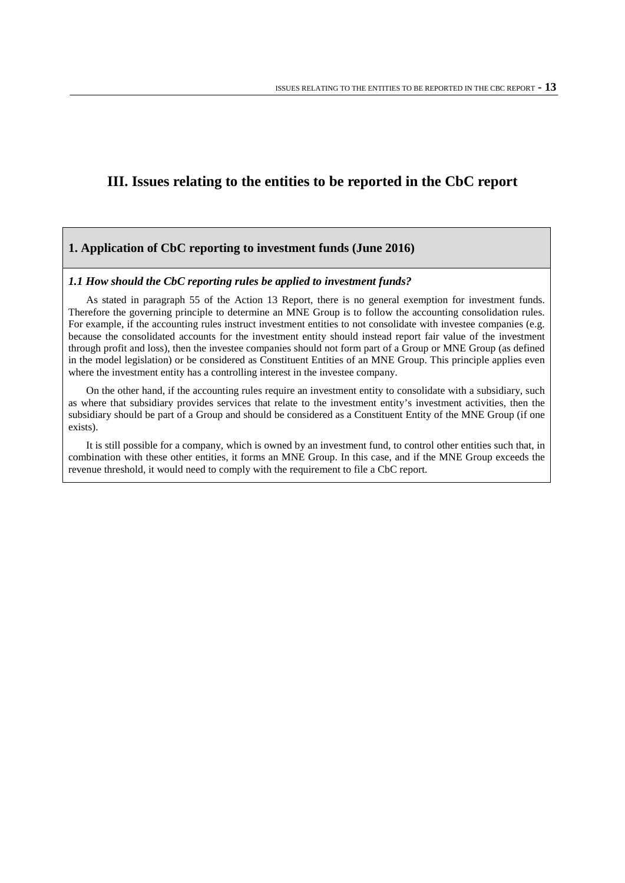# III. Issues relating to the entities to be reported in the CbC report

## 1. Application of CbC reporting to investment funds (June 2016)

### *1.1 How should the CbC reporting rules be applied to investment funds?*

As stated in paragraph 55 of the Action 13 Report, there is no general exemption for investment funds. Therefore the governing principle to determine an MNE Group is to follow the accounting consolidation rules. For example, if the accounting rules instruct investment entities to not consolidate with investee companies (e.g. because the consolidated accounts for the investment entity should instead report fair value of the investment through profit and loss), then the investee companies should not form part of a Group or MNE Group (as defined in the model legislation) or be considered as Constituent Entities of an MNE Group. This principle applies even where the investment entity has a controlling interest in the investee company.

On the other hand, if the accounting rules require an investment entity to consolidate with a subsidiary, such as where that subsidiary provides services that relate to the investment entity's investment activities, then the subsidiary should be part of a Group and should be considered as a Constituent Entity of the MNE Group (if one exists).

It is still possible for a company, which is owned by an investment fund, to control other entities such that, in combination with these other entities, it forms an MNE Group. In this case, and if the MNE Group exceeds the revenue threshold, it would need to comply with the requirement to file a CbC report.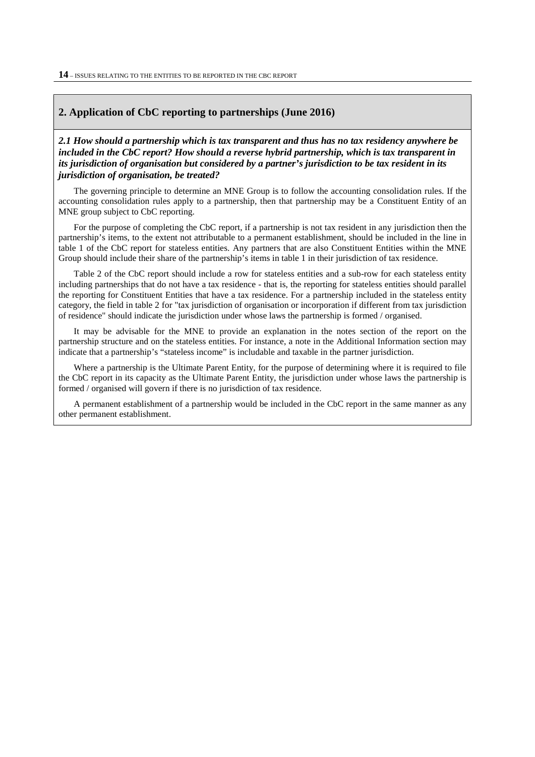## 2. Application of CbC reporting to partnerships (June 2016)

***2.1 How should a partnership which is tax transparent and thus has no tax residency anywhere be included in the CbC report? How should a reverse hybrid partnership, which is tax transparent in its jurisdiction of organisation but considered by a partner's jurisdiction to be tax resident in its jurisdiction of organisation, be treated?***

The governing principle to determine an MNE Group is to follow the accounting consolidation rules. If the accounting consolidation rules apply to a partnership, then that partnership may be a Constituent Entity of an MNE group subject to CbC reporting.

For the purpose of completing the CbC report, if a partnership is not tax resident in any jurisdiction then the partnership's items, to the extent not attributable to a permanent establishment, should be included in the line in table 1 of the CbC report for stateless entities. Any partners that are also Constituent Entities within the MNE Group should include their share of the partnership's items in table 1 in their jurisdiction of tax residence.

Table 2 of the CbC report should include a row for stateless entities and a sub-row for each stateless entity including partnerships that do not have a tax residence - that is, the reporting for stateless entities should parallel the reporting for Constituent Entities that have a tax residence. For a partnership included in the stateless entity category, the field in table 2 for "tax jurisdiction of organisation or incorporation if different from tax jurisdiction of residence" should indicate the jurisdiction under whose laws the partnership is formed / organised.

It may be advisable for the MNE to provide an explanation in the notes section of the report on the partnership structure and on the stateless entities. For instance, a note in the Additional Information section may indicate that a partnership's "stateless income" is includable and taxable in the partner jurisdiction.

Where a partnership is the Ultimate Parent Entity, for the purpose of determining where it is required to file the CbC report in its capacity as the Ultimate Parent Entity, the jurisdiction under whose laws the partnership is formed / organised will govern if there is no jurisdiction of tax residence.

A permanent establishment of a partnership would be included in the CbC report in the same manner as any other permanent establishment.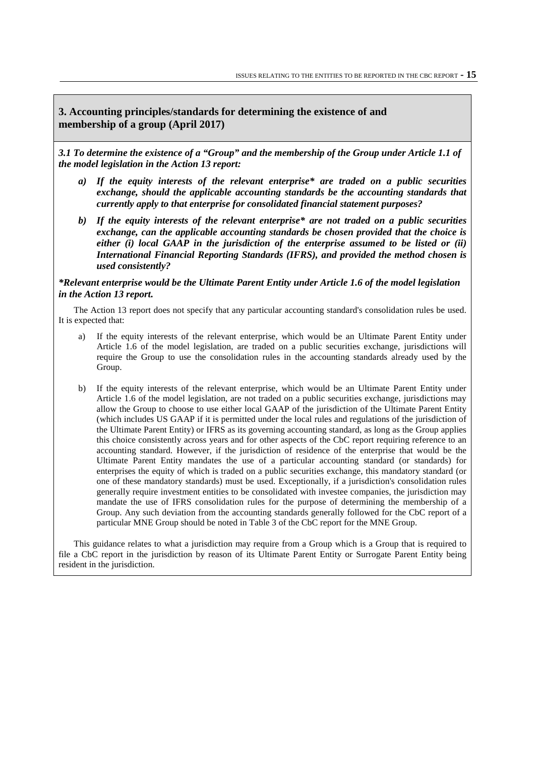## 3. Accounting principles/standards for determining the existence of and membership of a group (April 2017)

***3.1 To determine the existence of a "Group" and the membership of the Group under Article 1.1 of the model legislation in the Action 13 report:***

- ***a) If the equity interests of the relevant enterprise\* are traded on a public securities exchange, should the applicable accounting standards be the accounting standards that currently apply to that enterprise for consolidated financial statement purposes?***
- ***b) If the equity interests of the relevant enterprise\* are not traded on a public securities exchange, can the applicable accounting standards be chosen provided that the choice is either (i) local GAAP in the jurisdiction of the enterprise assumed to be listed or (ii) International Financial Reporting Standards (IFRS), and provided the method chosen is used consistently?***

***\*Relevant enterprise would be the Ultimate Parent Entity under Article 1.6 of the model legislation in the Action 13 report.***

The Action 13 report does not specify that any particular accounting standard's consolidation rules be used. It is expected that:

a) If the equity interests of the relevant enterprise, which would be an Ultimate Parent Entity under Article 1.6 of the model legislation, are traded on a public securities exchange, jurisdictions will require the Group to use the consolidation rules in the accounting standards already used by the Group.

b) If the equity interests of the relevant enterprise, which would be an Ultimate Parent Entity under Article 1.6 of the model legislation, are not traded on a public securities exchange, jurisdictions may allow the Group to choose to use either local GAAP of the jurisdiction of the Ultimate Parent Entity (which includes US GAAP if it is permitted under the local rules and regulations of the jurisdiction of the Ultimate Parent Entity) or IFRS as its governing accounting standard, as long as the Group applies this choice consistently across years and for other aspects of the CbC report requiring reference to an accounting standard. However, if the jurisdiction of residence of the enterprise that would be the Ultimate Parent Entity mandates the use of a particular accounting standard (or standards) for enterprises the equity of which is traded on a public securities exchange, this mandatory standard (or one of these mandatory standards) must be used. Exceptionally, if a jurisdiction's consolidation rules generally require investment entities to be consolidated with investee companies, the jurisdiction may mandate the use of IFRS consolidation rules for the purpose of determining the membership of a Group. Any such deviation from the accounting standards generally followed for the CbC report of a particular MNE Group should be noted in Table 3 of the CbC report for the MNE Group.

This guidance relates to what a jurisdiction may require from a Group which is a Group that is required to file a CbC report in the jurisdiction by reason of its Ultimate Parent Entity or Surrogate Parent Entity being resident in the jurisdiction.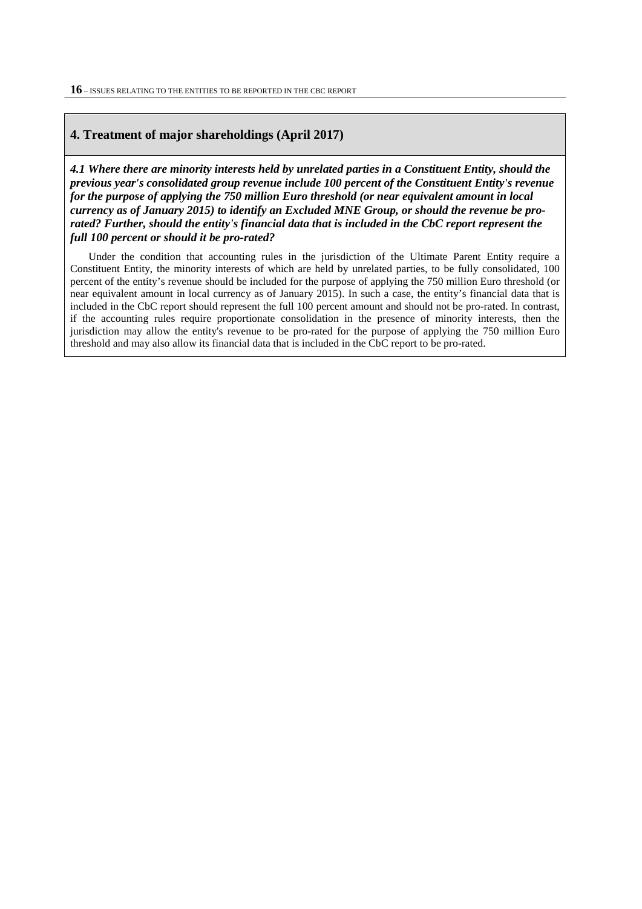## 4. Treatment of major shareholdings (April 2017)

***4.1 Where there are minority interests held by unrelated parties in a Constituent Entity, should the previous year's consolidated group revenue include 100 percent of the Constituent Entity's revenue for the purpose of applying the 750 million Euro threshold (or near equivalent amount in local currency as of January 2015) to identify an Excluded MNE Group, or should the revenue be pro-rated? Further, should the entity's financial data that is included in the CbC report represent the full 100 percent or should it be pro-rated?***

Under the condition that accounting rules in the jurisdiction of the Ultimate Parent Entity require a Constituent Entity, the minority interests of which are held by unrelated parties, to be fully consolidated, 100 percent of the entity's revenue should be included for the purpose of applying the 750 million Euro threshold (or near equivalent amount in local currency as of January 2015). In such a case, the entity's financial data that is included in the CbC report should represent the full 100 percent amount and should not be pro-rated. In contrast, if the accounting rules require proportionate consolidation in the presence of minority interests, then the jurisdiction may allow the entity's revenue to be pro-rated for the purpose of applying the 750 million Euro threshold and may also allow its financial data that is included in the CbC report to be pro-rated.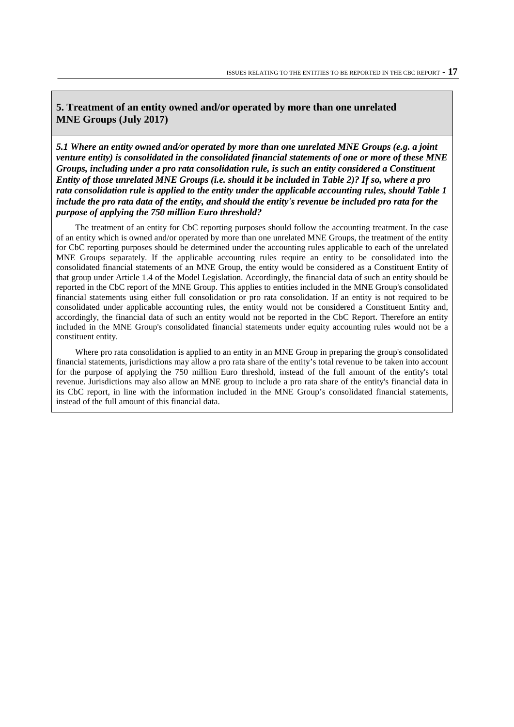## 5. Treatment of an entity owned and/or operated by more than one unrelated MNE Groups (July 2017)

***5.1 Where an entity owned and/or operated by more than one unrelated MNE Groups (e.g. a joint venture entity) is consolidated in the consolidated financial statements of one or more of these MNE Groups, including under a pro rata consolidation rule, is such an entity considered a Constituent Entity of those unrelated MNE Groups (i.e. should it be included in Table 2)? If so, where a pro rata consolidation rule is applied to the entity under the applicable accounting rules, should Table 1 include the pro rata data of the entity, and should the entity's revenue be included pro rata for the purpose of applying the 750 million Euro threshold?***

The treatment of an entity for CbC reporting purposes should follow the accounting treatment. In the case of an entity which is owned and/or operated by more than one unrelated MNE Groups, the treatment of the entity for CbC reporting purposes should be determined under the accounting rules applicable to each of the unrelated MNE Groups separately. If the applicable accounting rules require an entity to be consolidated into the consolidated financial statements of an MNE Group, the entity would be considered as a Constituent Entity of that group under Article 1.4 of the Model Legislation. Accordingly, the financial data of such an entity should be reported in the CbC report of the MNE Group. This applies to entities included in the MNE Group's consolidated financial statements using either full consolidation or pro rata consolidation. If an entity is not required to be consolidated under applicable accounting rules, the entity would not be considered a Constituent Entity and, accordingly, the financial data of such an entity would not be reported in the CbC Report. Therefore an entity included in the MNE Group's consolidated financial statements under equity accounting rules would not be a constituent entity.

Where pro rata consolidation is applied to an entity in an MNE Group in preparing the group's consolidated financial statements, jurisdictions may allow a pro rata share of the entity's total revenue to be taken into account for the purpose of applying the 750 million Euro threshold, instead of the full amount of the entity's total revenue. Jurisdictions may also allow an MNE group to include a pro rata share of the entity's financial data in its CbC report, in line with the information included in the MNE Group's consolidated financial statements, instead of the full amount of this financial data.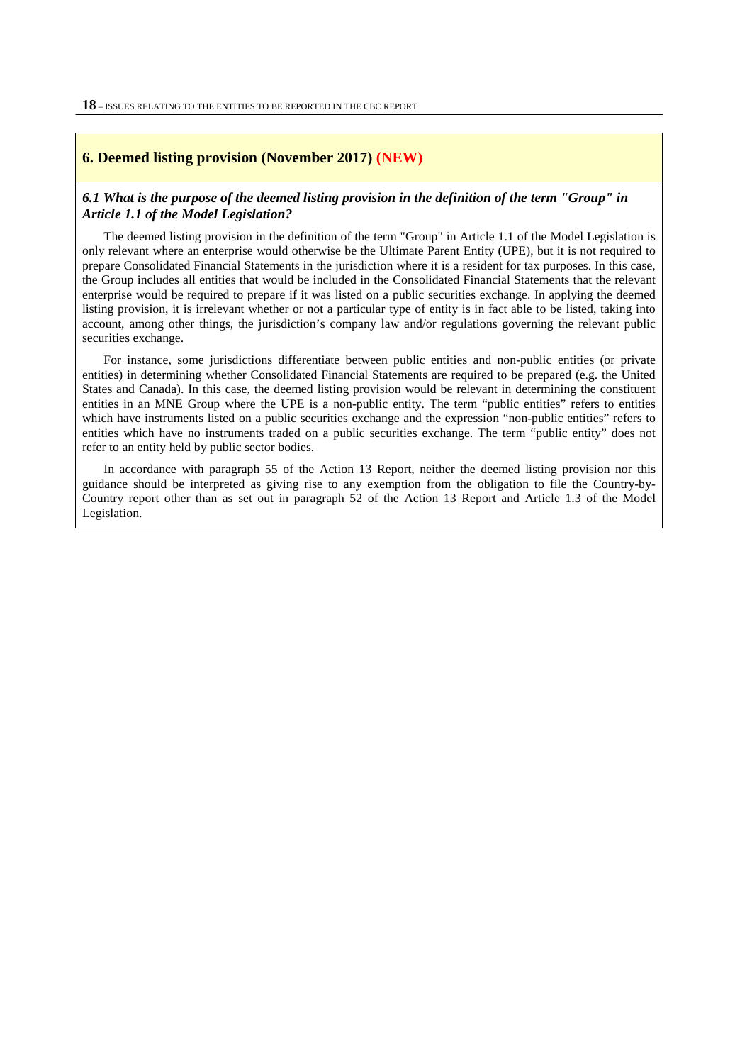## 6. Deemed listing provision (November 2017) **(NEW)**

### *6.1 What is the purpose of the deemed listing provision in the definition of the term "Group" in Article 1.1 of the Model Legislation?*

The deemed listing provision in the definition of the term "Group" in Article 1.1 of the Model Legislation is only relevant where an enterprise would otherwise be the Ultimate Parent Entity (UPE), but it is not required to prepare Consolidated Financial Statements in the jurisdiction where it is a resident for tax purposes. In this case, the Group includes all entities that would be included in the Consolidated Financial Statements that the relevant enterprise would be required to prepare if it was listed on a public securities exchange. In applying the deemed listing provision, it is irrelevant whether or not a particular type of entity is in fact able to be listed, taking into account, among other things, the jurisdiction's company law and/or regulations governing the relevant public securities exchange.

For instance, some jurisdictions differentiate between public entities and non-public entities (or private entities) in determining whether Consolidated Financial Statements are required to be prepared (e.g. the United States and Canada). In this case, the deemed listing provision would be relevant in determining the constituent entities in an MNE Group where the UPE is a non-public entity. The term "public entities" refers to entities which have instruments listed on a public securities exchange and the expression "non-public entities" refers to entities which have no instruments traded on a public securities exchange. The term "public entity" does not refer to an entity held by public sector bodies.

In accordance with paragraph 55 of the Action 13 Report, neither the deemed listing provision nor this guidance should be interpreted as giving rise to any exemption from the obligation to file the Country-by-Country report other than as set out in paragraph 52 of the Action 13 Report and Article 1.3 of the Model Legislation.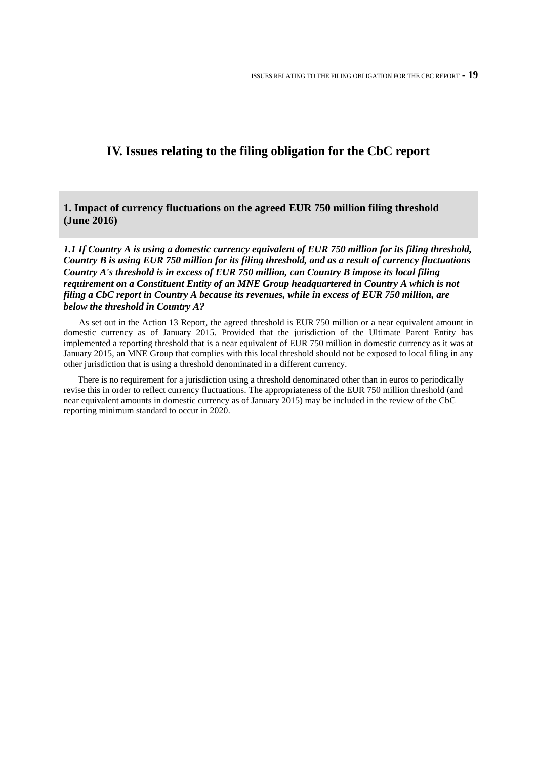# IV. Issues relating to the filing obligation for the CbC report

## 1. Impact of currency fluctuations on the agreed EUR 750 million filing threshold (June 2016)

***1.1 If Country A is using a domestic currency equivalent of EUR 750 million for its filing threshold, Country B is using EUR 750 million for its filing threshold, and as a result of currency fluctuations Country A's threshold is in excess of EUR 750 million, can Country B impose its local filing requirement on a Constituent Entity of an MNE Group headquartered in Country A which is not filing a CbC report in Country A because its revenues, while in excess of EUR 750 million, are below the threshold in Country A?***

As set out in the Action 13 Report, the agreed threshold is EUR 750 million or a near equivalent amount in domestic currency as of January 2015. Provided that the jurisdiction of the Ultimate Parent Entity has implemented a reporting threshold that is a near equivalent of EUR 750 million in domestic currency as it was at January 2015, an MNE Group that complies with this local threshold should not be exposed to local filing in any other jurisdiction that is using a threshold denominated in a different currency.

There is no requirement for a jurisdiction using a threshold denominated other than in euros to periodically revise this in order to reflect currency fluctuations. The appropriateness of the EUR 750 million threshold (and near equivalent amounts in domestic currency as of January 2015) may be included in the review of the CbC reporting minimum standard to occur in 2020.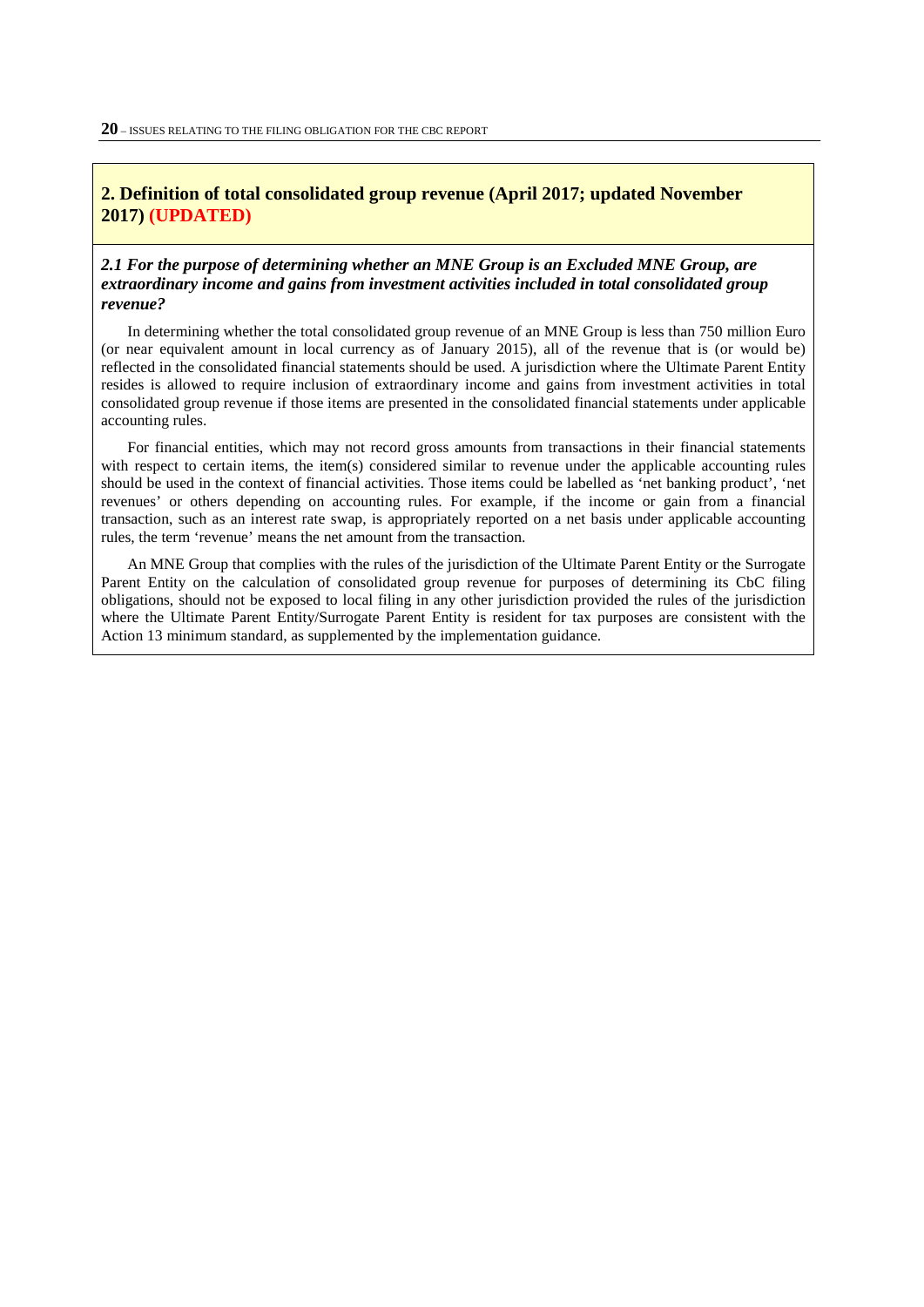## 2. Definition of total consolidated group revenue (April 2017; updated November 2017) (UPDATED)

### *2.1 For the purpose of determining whether an MNE Group is an Excluded MNE Group, are extraordinary income and gains from investment activities included in total consolidated group revenue?*

In determining whether the total consolidated group revenue of an MNE Group is less than 750 million Euro (or near equivalent amount in local currency as of January 2015), all of the revenue that is (or would be) reflected in the consolidated financial statements should be used. A jurisdiction where the Ultimate Parent Entity resides is allowed to require inclusion of extraordinary income and gains from investment activities in total consolidated group revenue if those items are presented in the consolidated financial statements under applicable accounting rules.

For financial entities, which may not record gross amounts from transactions in their financial statements with respect to certain items, the item(s) considered similar to revenue under the applicable accounting rules should be used in the context of financial activities. Those items could be labelled as 'net banking product', 'net revenues' or others depending on accounting rules. For example, if the income or gain from a financial transaction, such as an interest rate swap, is appropriately reported on a net basis under applicable accounting rules, the term 'revenue' means the net amount from the transaction.

An MNE Group that complies with the rules of the jurisdiction of the Ultimate Parent Entity or the Surrogate Parent Entity on the calculation of consolidated group revenue for purposes of determining its CbC filing obligations, should not be exposed to local filing in any other jurisdiction provided the rules of the jurisdiction where the Ultimate Parent Entity/Surrogate Parent Entity is resident for tax purposes are consistent with the Action 13 minimum standard, as supplemented by the implementation guidance.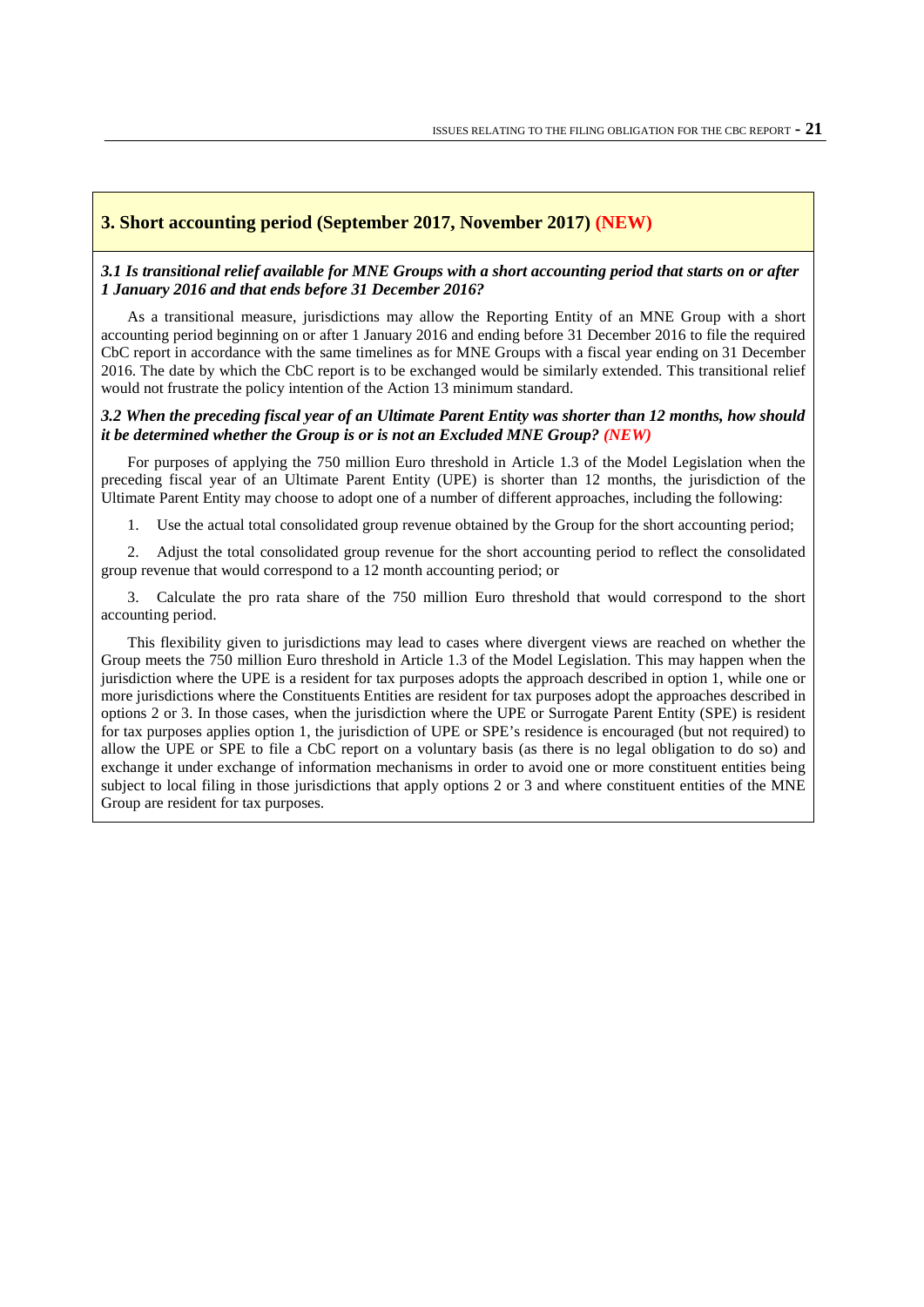## 3. Short accounting period (September 2017, November 2017) (NEW)

***3.1 Is transitional relief available for MNE Groups with a short accounting period that starts on or after 1 January 2016 and that ends before 31 December 2016?***

As a transitional measure, jurisdictions may allow the Reporting Entity of an MNE Group with a short accounting period beginning on or after 1 January 2016 and ending before 31 December 2016 to file the required CbC report in accordance with the same timelines as for MNE Groups with a fiscal year ending on 31 December 2016. The date by which the CbC report is to be exchanged would be similarly extended. This transitional relief would not frustrate the policy intention of the Action 13 minimum standard.

***3.2 When the preceding fiscal year of an Ultimate Parent Entity was shorter than 12 months, how should it be determined whether the Group is or is not an Excluded MNE Group? (NEW)***

For purposes of applying the 750 million Euro threshold in Article 1.3 of the Model Legislation when the preceding fiscal year of an Ultimate Parent Entity (UPE) is shorter than 12 months, the jurisdiction of the Ultimate Parent Entity may choose to adopt one of a number of different approaches, including the following:

1. Use the actual total consolidated group revenue obtained by the Group for the short accounting period;
2. Adjust the total consolidated group revenue for the short accounting period to reflect the consolidated group revenue that would correspond to a 12 month accounting period; or
3. Calculate the pro rata share of the 750 million Euro threshold that would correspond to the short accounting period.

This flexibility given to jurisdictions may lead to cases where divergent views are reached on whether the Group meets the 750 million Euro threshold in Article 1.3 of the Model Legislation. This may happen when the jurisdiction where the UPE is a resident for tax purposes adopts the approach described in option 1, while one or more jurisdictions where the Constituents Entities are resident for tax purposes adopt the approaches described in options 2 or 3. In those cases, when the jurisdiction where the UPE or Surrogate Parent Entity (SPE) is resident for tax purposes applies option 1, the jurisdiction of UPE or SPE's residence is encouraged (but not required) to allow the UPE or SPE to file a CbC report on a voluntary basis (as there is no legal obligation to do so) and exchange it under exchange of information mechanisms in order to avoid one or more constituent entities being subject to local filing in those jurisdictions that apply options 2 or 3 and where constituent entities of the MNE Group are resident for tax purposes.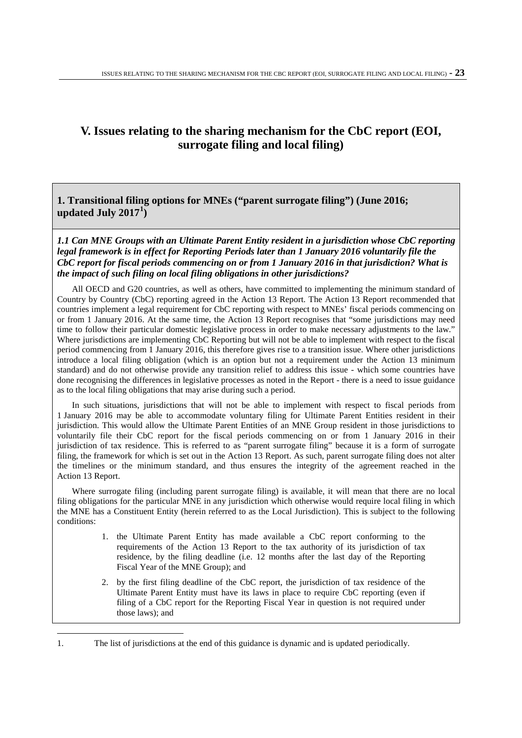# V. Issues relating to the sharing mechanism for the CbC report (EOI, surrogate filing and local filing)

## 1. Transitional filing options for MNEs ("parent surrogate filing") (June 2016; updated July 2017[1])

### *1.1 Can MNE Groups with an Ultimate Parent Entity resident in a jurisdiction whose CbC reporting legal framework is in effect for Reporting Periods later than 1 January 2016 voluntarily file the CbC report for fiscal periods commencing on or from 1 January 2016 in that jurisdiction? What is the impact of such filing on local filing obligations in other jurisdictions?*

All OECD and G20 countries, as well as others, have committed to implementing the minimum standard of Country by Country (CbC) reporting agreed in the Action 13 Report. The Action 13 Report recommended that countries implement a legal requirement for CbC reporting with respect to MNEs' fiscal periods commencing on or from 1 January 2016. At the same time, the Action 13 Report recognises that "some jurisdictions may need time to follow their particular domestic legislative process in order to make necessary adjustments to the law." Where jurisdictions are implementing CbC Reporting but will not be able to implement with respect to the fiscal period commencing from 1 January 2016, this therefore gives rise to a transition issue. Where other jurisdictions introduce a local filing obligation (which is an option but not a requirement under the Action 13 minimum standard) and do not otherwise provide any transition relief to address this issue - which some countries have done recognising the differences in legislative processes as noted in the Report - there is a need to issue guidance as to the local filing obligations that may arise during such a period.

In such situations, jurisdictions that will not be able to implement with respect to fiscal periods from 1 January 2016 may be able to accommodate voluntary filing for Ultimate Parent Entities resident in their jurisdiction. This would allow the Ultimate Parent Entities of an MNE Group resident in those jurisdictions to voluntarily file their CbC report for the fiscal periods commencing on or from 1 January 2016 in their jurisdiction of tax residence. This is referred to as "parent surrogate filing" because it is a form of surrogate filing, the framework for which is set out in the Action 13 Report. As such, parent surrogate filing does not alter the timelines or the minimum standard, and thus ensures the integrity of the agreement reached in the Action 13 Report.

Where surrogate filing (including parent surrogate filing) is available, it will mean that there are no local filing obligations for the particular MNE in any jurisdiction which otherwise would require local filing in which the MNE has a Constituent Entity (herein referred to as the Local Jurisdiction). This is subject to the following conditions:

1. the Ultimate Parent Entity has made available a CbC report conforming to the requirements of the Action 13 Report to the tax authority of its jurisdiction of tax residence, by the filing deadline (i.e. 12 months after the last day of the Reporting Fiscal Year of the MNE Group); and
2. by the first filing deadline of the CbC report, the jurisdiction of tax residence of the Ultimate Parent Entity must have its laws in place to require CbC reporting (even if filing of a CbC report for the Reporting Fiscal Year in question is not required under those laws); and

---

1. The list of jurisdictions at the end of this guidance is dynamic and is updated periodically.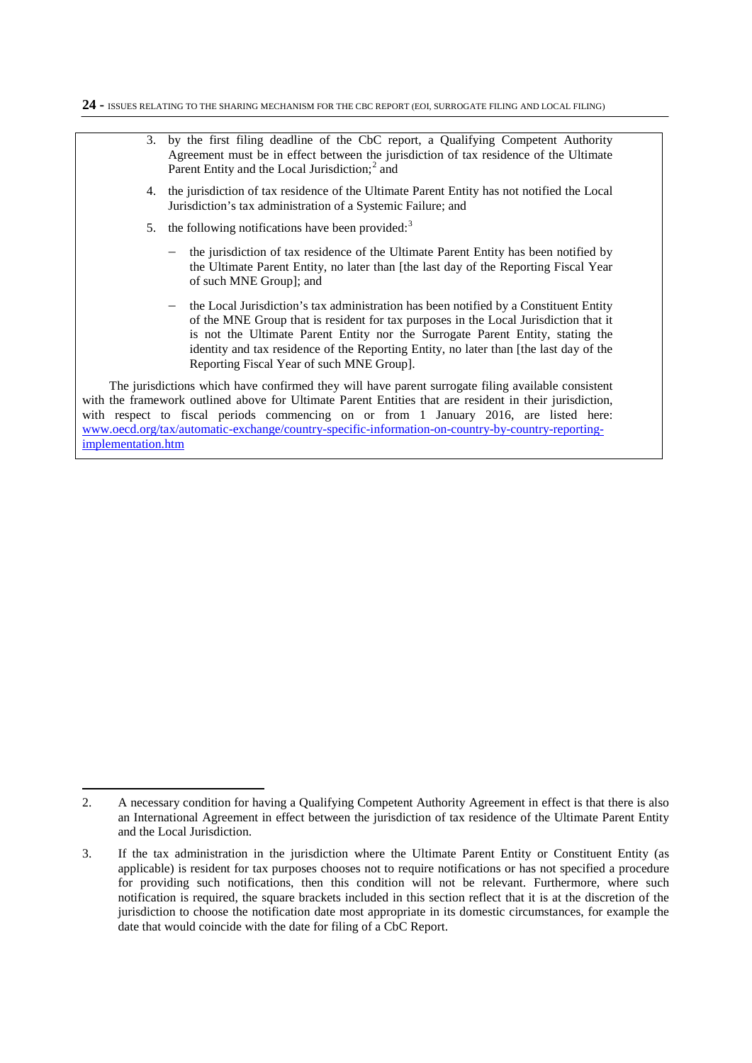3. by the first filing deadline of the CbC report, a Qualifying Competent Authority Agreement must be in effect between the jurisdiction of tax residence of the Ultimate Parent Entity and the Local Jurisdiction;[2] and

4. the jurisdiction of tax residence of the Ultimate Parent Entity has not notified the Local Jurisdiction's tax administration of a Systemic Failure; and

5. the following notifications have been provided:[3]

   – the jurisdiction of tax residence of the Ultimate Parent Entity has been notified by the Ultimate Parent Entity, no later than [the last day of the Reporting Fiscal Year of such MNE Group]; and

   – the Local Jurisdiction's tax administration has been notified by a Constituent Entity of the MNE Group that is resident for tax purposes in the Local Jurisdiction that it is not the Ultimate Parent Entity nor the Surrogate Parent Entity, stating the identity and tax residence of the Reporting Entity, no later than [the last day of the Reporting Fiscal Year of such MNE Group].

The jurisdictions which have confirmed they will have parent surrogate filing available consistent with the framework outlined above for Ultimate Parent Entities that are resident in their jurisdiction, with respect to fiscal periods commencing on or from 1 January 2016, are listed here: www.oecd.org/tax/automatic-exchange/country-specific-information-on-country-by-country-reporting-implementation.htm

---

2. A necessary condition for having a Qualifying Competent Authority Agreement in effect is that there is also an International Agreement in effect between the jurisdiction of tax residence of the Ultimate Parent Entity and the Local Jurisdiction.

3. If the tax administration in the jurisdiction where the Ultimate Parent Entity or Constituent Entity (as applicable) is resident for tax purposes chooses not to require notifications or has not specified a procedure for providing such notifications, then this condition will not be relevant. Furthermore, where such notification is required, the square brackets included in this section reflect that it is at the discretion of the jurisdiction to choose the notification date most appropriate in its domestic circumstances, for example the date that would coincide with the date for filing of a CbC Report.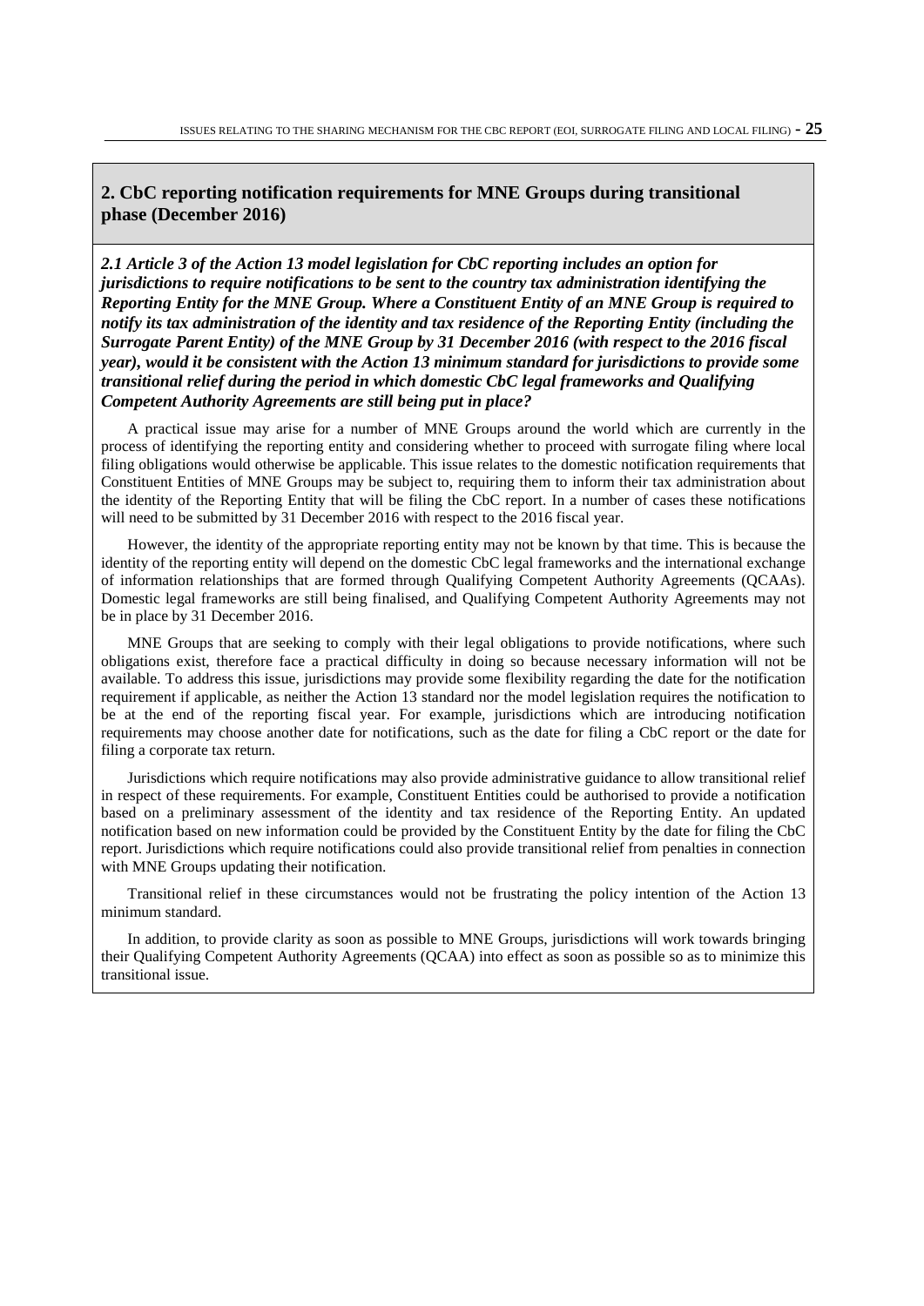## 2. CbC reporting notification requirements for MNE Groups during transitional phase (December 2016)

***2.1 Article 3 of the Action 13 model legislation for CbC reporting includes an option for jurisdictions to require notifications to be sent to the country tax administration identifying the Reporting Entity for the MNE Group. Where a Constituent Entity of an MNE Group is required to notify its tax administration of the identity and tax residence of the Reporting Entity (including the Surrogate Parent Entity) of the MNE Group by 31 December 2016 (with respect to the 2016 fiscal year), would it be consistent with the Action 13 minimum standard for jurisdictions to provide some transitional relief during the period in which domestic CbC legal frameworks and Qualifying Competent Authority Agreements are still being put in place?***

A practical issue may arise for a number of MNE Groups around the world which are currently in the process of identifying the reporting entity and considering whether to proceed with surrogate filing where local filing obligations would otherwise be applicable. This issue relates to the domestic notification requirements that Constituent Entities of MNE Groups may be subject to, requiring them to inform their tax administration about the identity of the Reporting Entity that will be filing the CbC report. In a number of cases these notifications will need to be submitted by 31 December 2016 with respect to the 2016 fiscal year.

However, the identity of the appropriate reporting entity may not be known by that time. This is because the identity of the reporting entity will depend on the domestic CbC legal frameworks and the international exchange of information relationships that are formed through Qualifying Competent Authority Agreements (QCAAs). Domestic legal frameworks are still being finalised, and Qualifying Competent Authority Agreements may not be in place by 31 December 2016.

MNE Groups that are seeking to comply with their legal obligations to provide notifications, where such obligations exist, therefore face a practical difficulty in doing so because necessary information will not be available. To address this issue, jurisdictions may provide some flexibility regarding the date for the notification requirement if applicable, as neither the Action 13 standard nor the model legislation requires the notification to be at the end of the reporting fiscal year. For example, jurisdictions which are introducing notification requirements may choose another date for notifications, such as the date for filing a CbC report or the date for filing a corporate tax return.

Jurisdictions which require notifications may also provide administrative guidance to allow transitional relief in respect of these requirements. For example, Constituent Entities could be authorised to provide a notification based on a preliminary assessment of the identity and tax residence of the Reporting Entity. An updated notification based on new information could be provided by the Constituent Entity by the date for filing the CbC report. Jurisdictions which require notifications could also provide transitional relief from penalties in connection with MNE Groups updating their notification.

Transitional relief in these circumstances would not be frustrating the policy intention of the Action 13 minimum standard.

In addition, to provide clarity as soon as possible to MNE Groups, jurisdictions will work towards bringing their Qualifying Competent Authority Agreements (QCAA) into effect as soon as possible so as to minimize this transitional issue.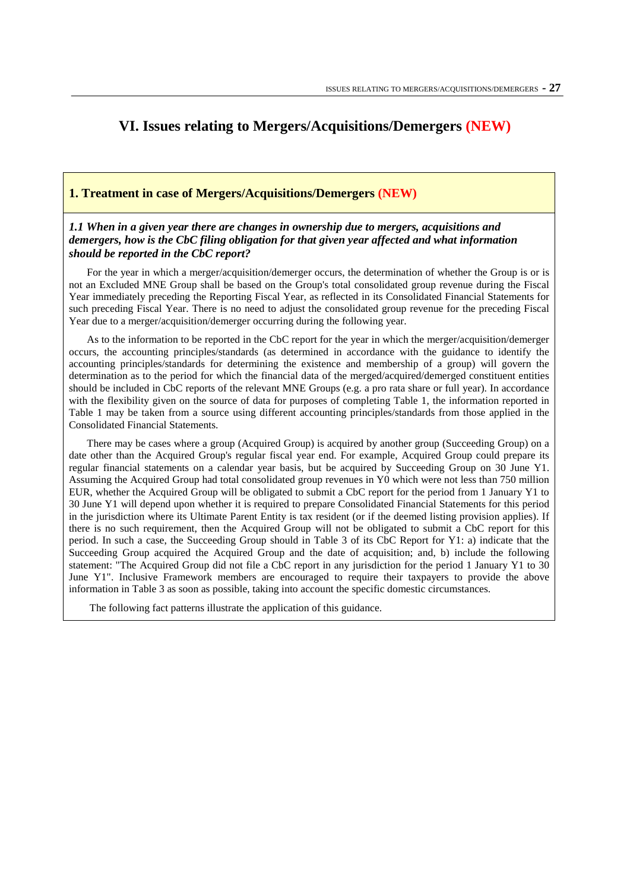# VI. Issues relating to Mergers/Acquisitions/Demergers (NEW)

## 1. Treatment in case of Mergers/Acquisitions/Demergers (NEW)

### *1.1 When in a given year there are changes in ownership due to mergers, acquisitions and demergers, how is the CbC filing obligation for that given year affected and what information should be reported in the CbC report?*

For the year in which a merger/acquisition/demerger occurs, the determination of whether the Group is or is not an Excluded MNE Group shall be based on the Group's total consolidated group revenue during the Fiscal Year immediately preceding the Reporting Fiscal Year, as reflected in its Consolidated Financial Statements for such preceding Fiscal Year. There is no need to adjust the consolidated group revenue for the preceding Fiscal Year due to a merger/acquisition/demerger occurring during the following year.

As to the information to be reported in the CbC report for the year in which the merger/acquisition/demerger occurs, the accounting principles/standards (as determined in accordance with the guidance to identify the accounting principles/standards for determining the existence and membership of a group) will govern the determination as to the period for which the financial data of the merged/acquired/demerged constituent entities should be included in CbC reports of the relevant MNE Groups (e.g. a pro rata share or full year). In accordance with the flexibility given on the source of data for purposes of completing Table 1, the information reported in Table 1 may be taken from a source using different accounting principles/standards from those applied in the Consolidated Financial Statements.

There may be cases where a group (Acquired Group) is acquired by another group (Succeeding Group) on a date other than the Acquired Group's regular fiscal year end. For example, Acquired Group could prepare its regular financial statements on a calendar year basis, but be acquired by Succeeding Group on 30 June Y1. Assuming the Acquired Group had total consolidated group revenues in Y0 which were not less than 750 million EUR, whether the Acquired Group will be obligated to submit a CbC report for the period from 1 January Y1 to 30 June Y1 will depend upon whether it is required to prepare Consolidated Financial Statements for this period in the jurisdiction where its Ultimate Parent Entity is tax resident (or if the deemed listing provision applies). If there is no such requirement, then the Acquired Group will not be obligated to submit a CbC report for this period. In such a case, the Succeeding Group should in Table 3 of its CbC Report for Y1: a) indicate that the Succeeding Group acquired the Acquired Group and the date of acquisition; and, b) include the following statement: "The Acquired Group did not file a CbC report in any jurisdiction for the period 1 January Y1 to 30 June Y1". Inclusive Framework members are encouraged to require their taxpayers to provide the above information in Table 3 as soon as possible, taking into account the specific domestic circumstances.

The following fact patterns illustrate the application of this guidance.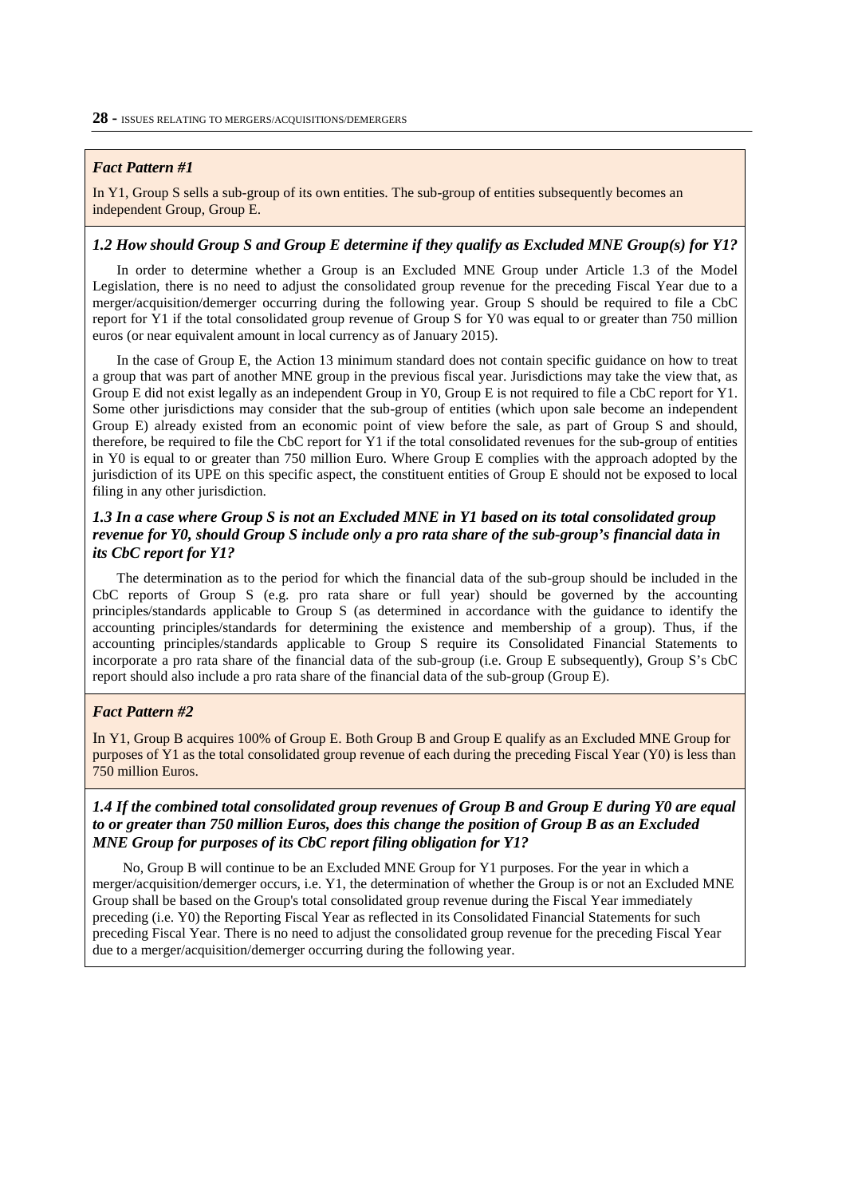***Fact Pattern #1***

In Y1, Group S sells a sub-group of its own entities. The sub-group of entities subsequently becomes an independent Group, Group E.

### *1.2 How should Group S and Group E determine if they qualify as Excluded MNE Group(s) for Y1?*

In order to determine whether a Group is an Excluded MNE Group under Article 1.3 of the Model Legislation, there is no need to adjust the consolidated group revenue for the preceding Fiscal Year due to a merger/acquisition/demerger occurring during the following year. Group S should be required to file a CbC report for Y1 if the total consolidated group revenue of Group S for Y0 was equal to or greater than 750 million euros (or near equivalent amount in local currency as of January 2015).

In the case of Group E, the Action 13 minimum standard does not contain specific guidance on how to treat a group that was part of another MNE group in the previous fiscal year. Jurisdictions may take the view that, as Group E did not exist legally as an independent Group in Y0, Group E is not required to file a CbC report for Y1. Some other jurisdictions may consider that the sub-group of entities (which upon sale become an independent Group E) already existed from an economic point of view before the sale, as part of Group S and should, therefore, be required to file the CbC report for Y1 if the total consolidated revenues for the sub-group of entities in Y0 is equal to or greater than 750 million Euro. Where Group E complies with the approach adopted by the jurisdiction of its UPE on this specific aspect, the constituent entities of Group E should not be exposed to local filing in any other jurisdiction.

### *1.3 In a case where Group S is not an Excluded MNE in Y1 based on its total consolidated group revenue for Y0, should Group S include only a pro rata share of the sub-group's financial data in its CbC report for Y1?*

The determination as to the period for which the financial data of the sub-group should be included in the CbC reports of Group S (e.g. pro rata share or full year) should be governed by the accounting principles/standards applicable to Group S (as determined in accordance with the guidance to identify the accounting principles/standards for determining the existence and membership of a group). Thus, if the accounting principles/standards applicable to Group S require its Consolidated Financial Statements to incorporate a pro rata share of the financial data of the sub-group (i.e. Group E subsequently), Group S's CbC report should also include a pro rata share of the financial data of the sub-group (Group E).

***Fact Pattern #2***

In Y1, Group B acquires 100% of Group E. Both Group B and Group E qualify as an Excluded MNE Group for purposes of Y1 as the total consolidated group revenue of each during the preceding Fiscal Year (Y0) is less than 750 million Euros.

### *1.4 If the combined total consolidated group revenues of Group B and Group E during Y0 are equal to or greater than 750 million Euros, does this change the position of Group B as an Excluded MNE Group for purposes of its CbC report filing obligation for Y1?*

No, Group B will continue to be an Excluded MNE Group for Y1 purposes. For the year in which a merger/acquisition/demerger occurs, i.e. Y1, the determination of whether the Group is or not an Excluded MNE Group shall be based on the Group's total consolidated group revenue during the Fiscal Year immediately preceding (i.e. Y0) the Reporting Fiscal Year as reflected in its Consolidated Financial Statements for such preceding Fiscal Year. There is no need to adjust the consolidated group revenue for the preceding Fiscal Year due to a merger/acquisition/demerger occurring during the following year.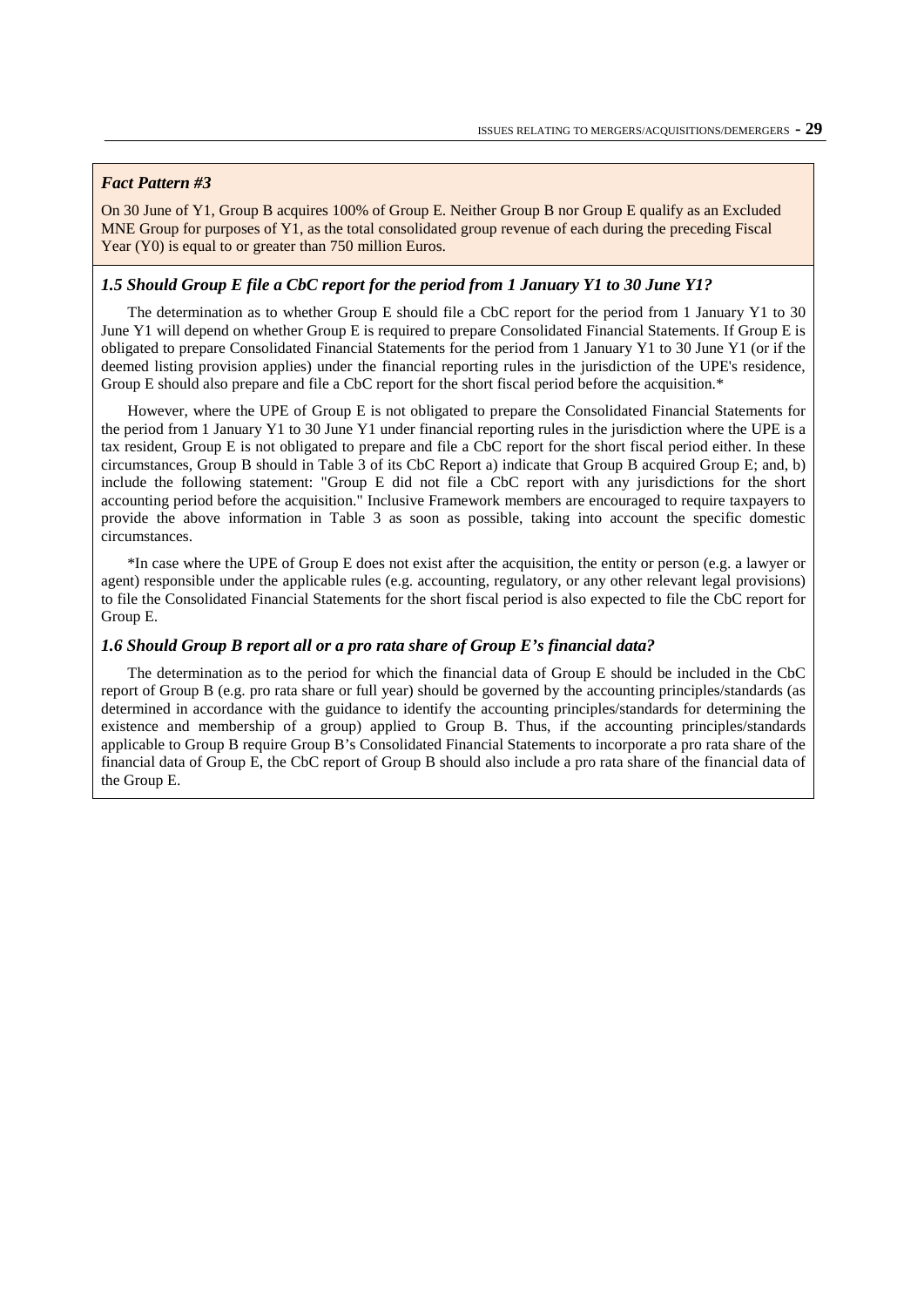*Fact Pattern #3*

On 30 June of Y1, Group B acquires 100% of Group E. Neither Group B nor Group E qualify as an Excluded MNE Group for purposes of Y1, as the total consolidated group revenue of each during the preceding Fiscal Year (Y0) is equal to or greater than 750 million Euros.

### *1.5 Should Group E file a CbC report for the period from 1 January Y1 to 30 June Y1?*

The determination as to whether Group E should file a CbC report for the period from 1 January Y1 to 30 June Y1 will depend on whether Group E is required to prepare Consolidated Financial Statements. If Group E is obligated to prepare Consolidated Financial Statements for the period from 1 January Y1 to 30 June Y1 (or if the deemed listing provision applies) under the financial reporting rules in the jurisdiction of the UPE's residence, Group E should also prepare and file a CbC report for the short fiscal period before the acquisition.*

However, where the UPE of Group E is not obligated to prepare the Consolidated Financial Statements for the period from 1 January Y1 to 30 June Y1 under financial reporting rules in the jurisdiction where the UPE is a tax resident, Group E is not obligated to prepare and file a CbC report for the short fiscal period either. In these circumstances, Group B should in Table 3 of its CbC Report a) indicate that Group B acquired Group E; and, b) include the following statement: "Group E did not file a CbC report with any jurisdictions for the short accounting period before the acquisition." Inclusive Framework members are encouraged to require taxpayers to provide the above information in Table 3 as soon as possible, taking into account the specific domestic circumstances.

*In case where the UPE of Group E does not exist after the acquisition, the entity or person (e.g. a lawyer or agent) responsible under the applicable rules (e.g. accounting, regulatory, or any other relevant legal provisions) to file the Consolidated Financial Statements for the short fiscal period is also expected to file the CbC report for Group E.

### *1.6 Should Group B report all or a pro rata share of Group E's financial data?*

The determination as to the period for which the financial data of Group E should be included in the CbC report of Group B (e.g. pro rata share or full year) should be governed by the accounting principles/standards (as determined in accordance with the guidance to identify the accounting principles/standards for determining the existence and membership of a group) applied to Group B. Thus, if the accounting principles/standards applicable to Group B require Group B's Consolidated Financial Statements to incorporate a pro rata share of the financial data of Group E, the CbC report of Group B should also include a pro rata share of the financial data of the Group E.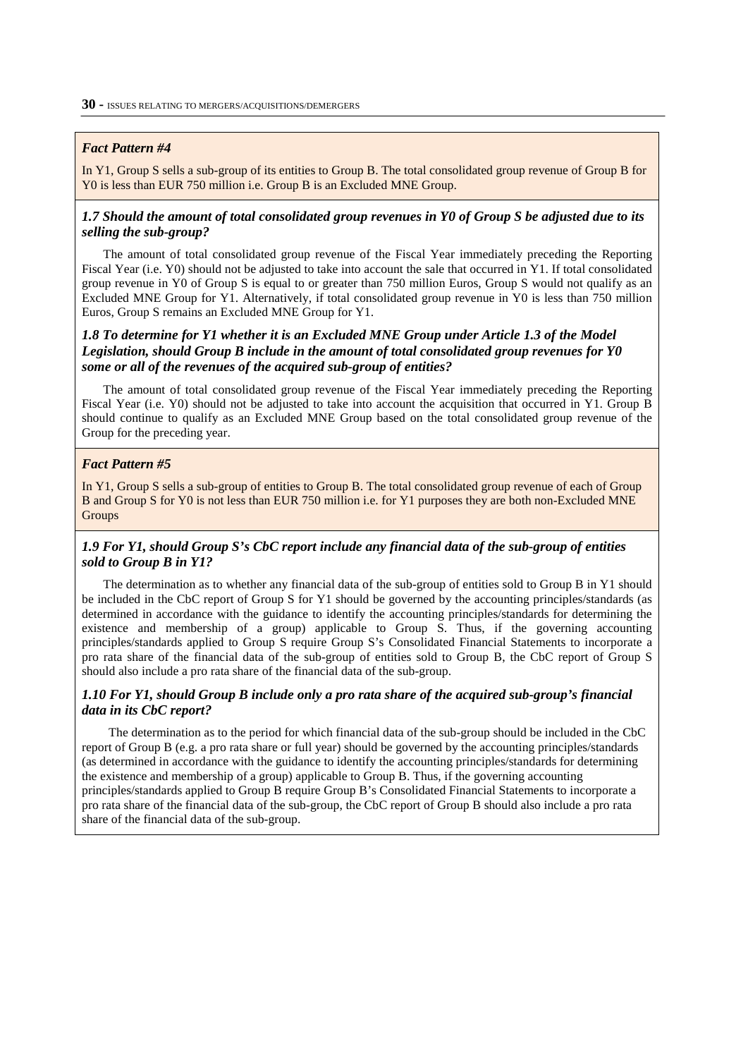### *Fact Pattern #4*

In Y1, Group S sells a sub-group of its entities to Group B. The total consolidated group revenue of Group B for Y0 is less than EUR 750 million i.e. Group B is an Excluded MNE Group.

### *1.7 Should the amount of total consolidated group revenues in Y0 of Group S be adjusted due to its selling the sub-group?*

The amount of total consolidated group revenue of the Fiscal Year immediately preceding the Reporting Fiscal Year (i.e. Y0) should not be adjusted to take into account the sale that occurred in Y1. If total consolidated group revenue in Y0 of Group S is equal to or greater than 750 million Euros, Group S would not qualify as an Excluded MNE Group for Y1. Alternatively, if total consolidated group revenue in Y0 is less than 750 million Euros, Group S remains an Excluded MNE Group for Y1.

### *1.8 To determine for Y1 whether it is an Excluded MNE Group under Article 1.3 of the Model Legislation, should Group B include in the amount of total consolidated group revenues for Y0 some or all of the revenues of the acquired sub-group of entities?*

The amount of total consolidated group revenue of the Fiscal Year immediately preceding the Reporting Fiscal Year (i.e. Y0) should not be adjusted to take into account the acquisition that occurred in Y1. Group B should continue to qualify as an Excluded MNE Group based on the total consolidated group revenue of the Group for the preceding year.

### *Fact Pattern #5*

In Y1, Group S sells a sub-group of entities to Group B. The total consolidated group revenue of each of Group B and Group S for Y0 is not less than EUR 750 million i.e. for Y1 purposes they are both non-Excluded MNE Groups

### *1.9 For Y1, should Group S's CbC report include any financial data of the sub-group of entities sold to Group B in Y1?*

The determination as to whether any financial data of the sub-group of entities sold to Group B in Y1 should be included in the CbC report of Group S for Y1 should be governed by the accounting principles/standards (as determined in accordance with the guidance to identify the accounting principles/standards for determining the existence and membership of a group) applicable to Group S. Thus, if the governing accounting principles/standards applied to Group S require Group S's Consolidated Financial Statements to incorporate a pro rata share of the financial data of the sub-group of entities sold to Group B, the CbC report of Group S should also include a pro rata share of the financial data of the sub-group.

### *1.10 For Y1, should Group B include only a pro rata share of the acquired sub-group's financial data in its CbC report?*

The determination as to the period for which financial data of the sub-group should be included in the CbC report of Group B (e.g. a pro rata share or full year) should be governed by the accounting principles/standards (as determined in accordance with the guidance to identify the accounting principles/standards for determining the existence and membership of a group) applicable to Group B. Thus, if the governing accounting principles/standards applied to Group B require Group B's Consolidated Financial Statements to incorporate a pro rata share of the financial data of the sub-group, the CbC report of Group B should also include a pro rata share of the financial data of the sub-group.